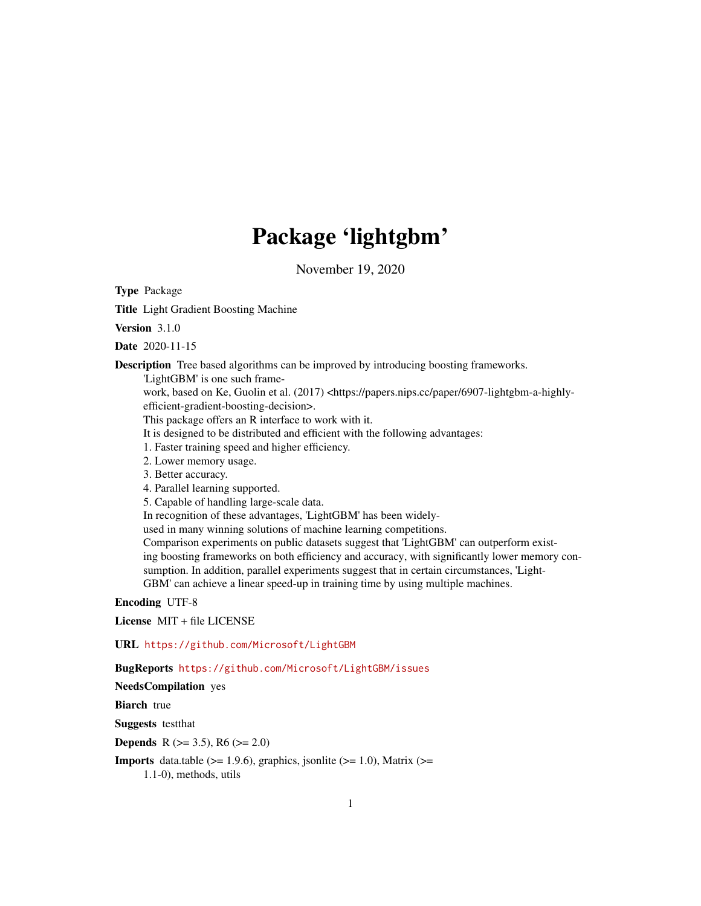# Package 'lightgbm'

November 19, 2020

**Type** Package

**Title** Light Gradient Boosting Machine

**Version** 3.1.0

**Date** 2020-11-15

**Description** Tree based algorithms can be improved by introducing boosting frameworks. 'LightGBM' is one such framework, based on Ke, Guolin et al. (2017) <https://papers.nips.cc/paper/6907-lightgbm-a-highly-efficient-gradient-boosting-decision>. This package offers an R interface to work with it. It is designed to be distributed and efficient with the following advantages:
1. Faster training speed and higher efficiency.
2. Lower memory usage.
3. Better accuracy.
4. Parallel learning supported.
5. Capable of handling large-scale data.
In recognition of these advantages, 'LightGBM' has been widely-used in many winning solutions of machine learning competitions. Comparison experiments on public datasets suggest that 'LightGBM' can outperform existing boosting frameworks on both efficiency and accuracy, with significantly lower memory consumption. In addition, parallel experiments suggest that in certain circumstances, 'LightGBM' can achieve a linear speed-up in training time by using multiple machines.

**Encoding** UTF-8

**License** MIT + file LICENSE

**URL** https://github.com/Microsoft/LightGBM

**BugReports** https://github.com/Microsoft/LightGBM/issues

**NeedsCompilation** yes

**Biarch** true

**Suggests** testthat

**Depends** R (>= 3.5), R6 (>= 2.0)

**Imports** data.table (>= 1.9.6), graphics, jsonlite (>= 1.0), Matrix (>= 1.1-0), methods, utils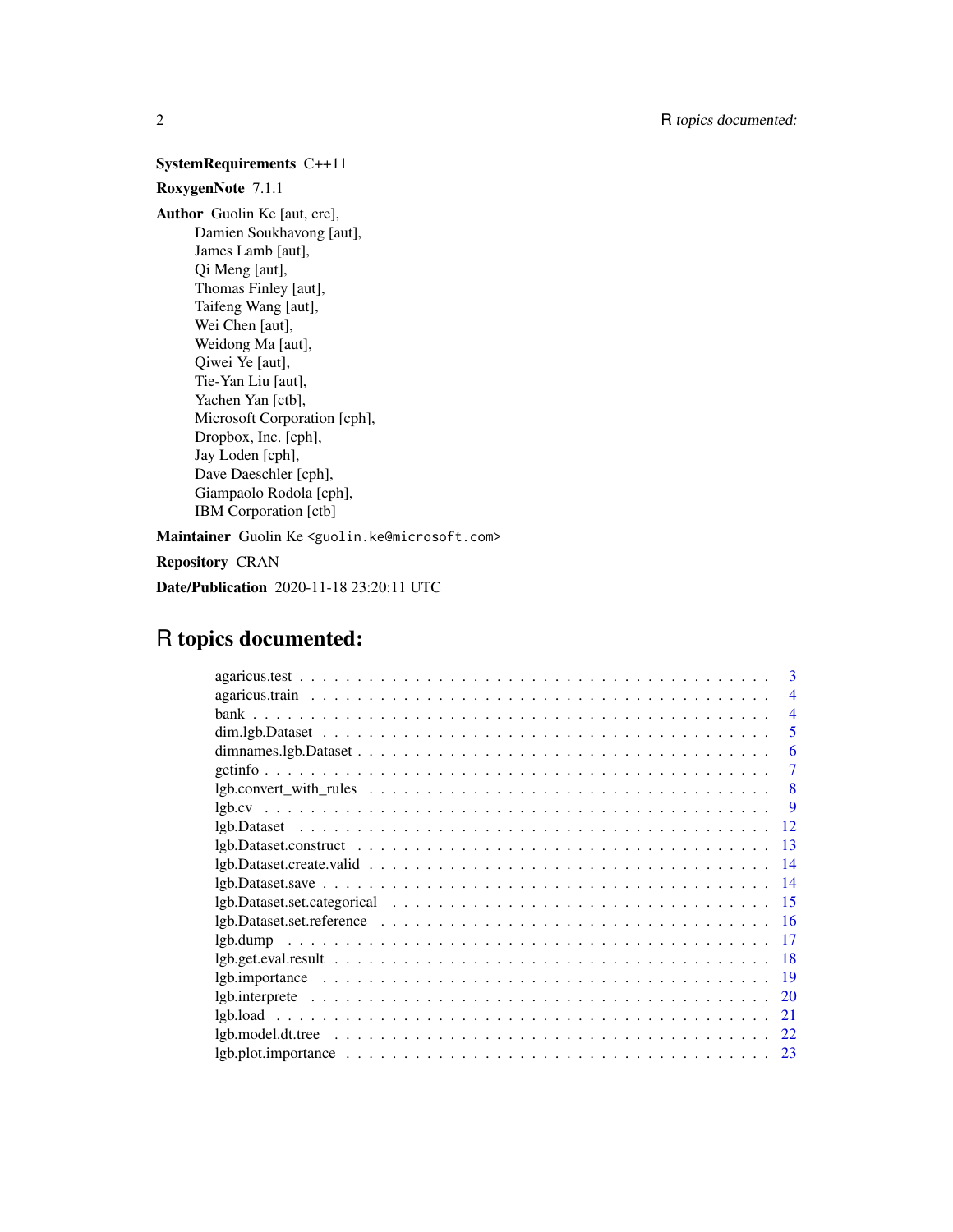**SystemRequirements** C++11

**RoxygenNote** 7.1.1

**Author** Guolin Ke [aut, cre],
Damien Soukhavong [aut],
James Lamb [aut],
Qi Meng [aut],
Thomas Finley [aut],
Taifeng Wang [aut],
Wei Chen [aut],
Weidong Ma [aut],
Qiwei Ye [aut],
Tie-Yan Liu [aut],
Yachen Yan [ctb],
Microsoft Corporation [cph],
Dropbox, Inc. [cph],
Jay Loden [cph],
Dave Daeschler [cph],
Giampaolo Rodola [cph],
IBM Corporation [ctb]

**Maintainer** Guolin Ke <guolin.ke@microsoft.com>

**Repository** CRAN

**Date/Publication** 2020-11-18 23:20:11 UTC

# R topics documented:

agaricus.test . . . . . . . . . . . . . . . . . . . . . . . . . . . . . . . . . . . . . . . . 3
agaricus.train . . . . . . . . . . . . . . . . . . . . . . . . . . . . . . . . . . . . . . . 4
bank . . . . . . . . . . . . . . . . . . . . . . . . . . . . . . . . . . . . . . . . . . . 4
dim.lgb.Dataset . . . . . . . . . . . . . . . . . . . . . . . . . . . . . . . . . . . . . . 5
dimnames.lgb.Dataset . . . . . . . . . . . . . . . . . . . . . . . . . . . . . . . . . . . 6
getinfo . . . . . . . . . . . . . . . . . . . . . . . . . . . . . . . . . . . . . . . . . . 7
lgb.convert_with_rules . . . . . . . . . . . . . . . . . . . . . . . . . . . . . . . . . . 8
lgb.cv . . . . . . . . . . . . . . . . . . . . . . . . . . . . . . . . . . . . . . . . . . 9
lgb.Dataset . . . . . . . . . . . . . . . . . . . . . . . . . . . . . . . . . . . . . . . . 12
lgb.Dataset.construct . . . . . . . . . . . . . . . . . . . . . . . . . . . . . . . . . . . 13
lgb.Dataset.create.valid . . . . . . . . . . . . . . . . . . . . . . . . . . . . . . . . . . 14
lgb.Dataset.save . . . . . . . . . . . . . . . . . . . . . . . . . . . . . . . . . . . . . 14
lgb.Dataset.set.categorical . . . . . . . . . . . . . . . . . . . . . . . . . . . . . . . . 15
lgb.Dataset.set.reference . . . . . . . . . . . . . . . . . . . . . . . . . . . . . . . . . 16
lgb.dump . . . . . . . . . . . . . . . . . . . . . . . . . . . . . . . . . . . . . . . . . 17
lgb.get.eval.result . . . . . . . . . . . . . . . . . . . . . . . . . . . . . . . . . . . . 18
lgb.importance . . . . . . . . . . . . . . . . . . . . . . . . . . . . . . . . . . . . . . 19
lgb.interprete . . . . . . . . . . . . . . . . . . . . . . . . . . . . . . . . . . . . . . 20
lgb.load . . . . . . . . . . . . . . . . . . . . . . . . . . . . . . . . . . . . . . . . . 21
lgb.model.dt.tree . . . . . . . . . . . . . . . . . . . . . . . . . . . . . . . . . . . . 22
lgb.plot.importance . . . . . . . . . . . . . . . . . . . . . . . . . . . . . . . . . . . 23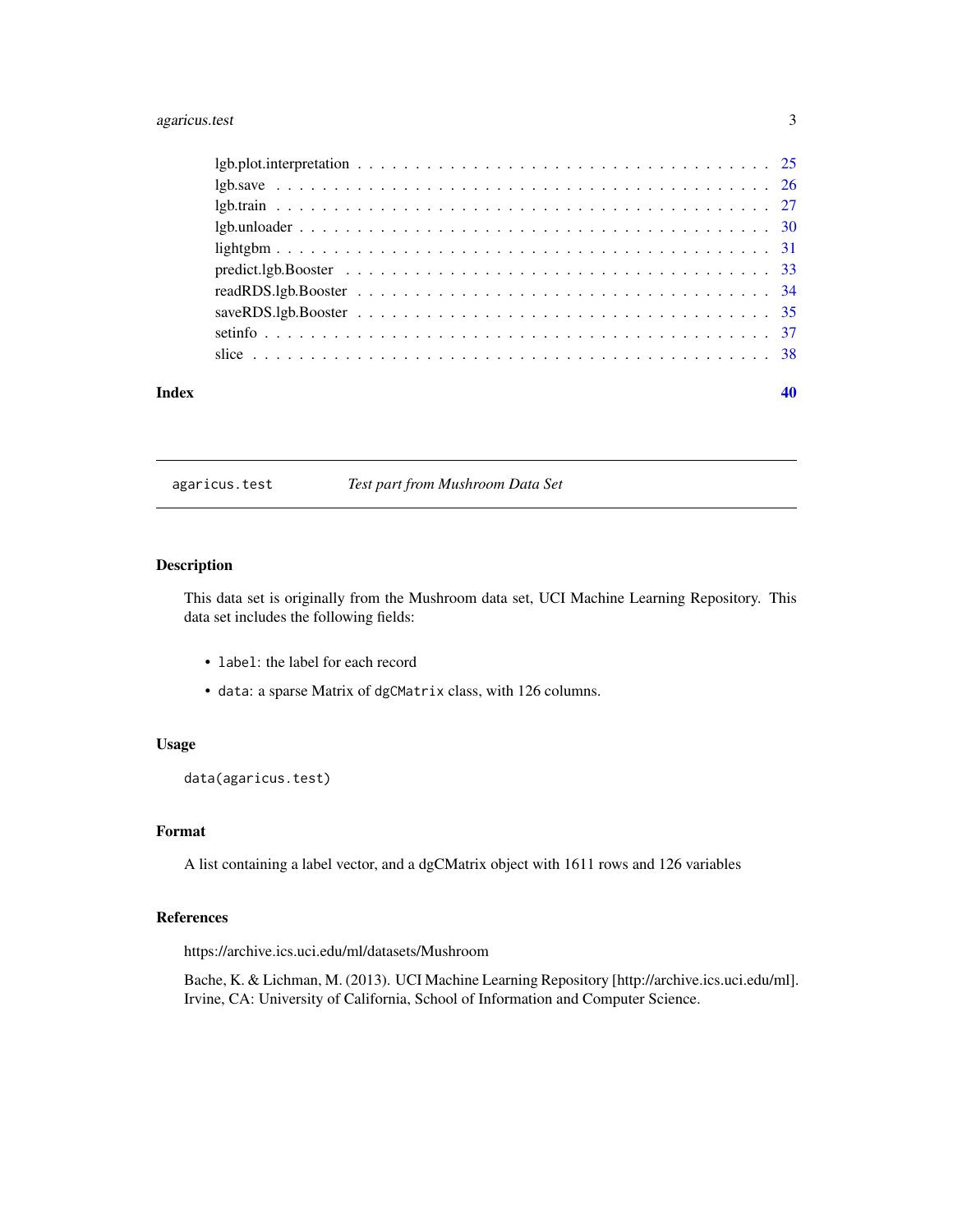lgb.plot.interpretation . . . . . . . . . . . . . . . . . . . . . . . . . . . . . . . . . . . 25
lgb.save . . . . . . . . . . . . . . . . . . . . . . . . . . . . . . . . . . . . . . . . . 26
lgb.train . . . . . . . . . . . . . . . . . . . . . . . . . . . . . . . . . . . . . . . . . 27
lgb.unloader . . . . . . . . . . . . . . . . . . . . . . . . . . . . . . . . . . . . . . . . 30
lightgbm . . . . . . . . . . . . . . . . . . . . . . . . . . . . . . . . . . . . . . . . . 31
predict.lgb.Booster . . . . . . . . . . . . . . . . . . . . . . . . . . . . . . . . . . . . . 33
readRDS.lgb.Booster . . . . . . . . . . . . . . . . . . . . . . . . . . . . . . . . . . . . 34
saveRDS.lgb.Booster . . . . . . . . . . . . . . . . . . . . . . . . . . . . . . . . . . . . 35
setinfo . . . . . . . . . . . . . . . . . . . . . . . . . . . . . . . . . . . . . . . . . . 37
slice . . . . . . . . . . . . . . . . . . . . . . . . . . . . . . . . . . . . . . . . . . . 38

**Index** **40**

---

## `agaricus.test` *Test part from Mushroom Data Set*

### Description

This data set is originally from the Mushroom data set, UCI Machine Learning Repository. This data set includes the following fields:

- `label`: the label for each record
- `data`: a sparse Matrix of `dgCMatrix` class, with 126 columns.

### Usage

```
data(agaricus.test)
```

### Format

A list containing a label vector, and a dgCMatrix object with 1611 rows and 126 variables

### References

https://archive.ics.uci.edu/ml/datasets/Mushroom

Bache, K. & Lichman, M. (2013). UCI Machine Learning Repository [http://archive.ics.uci.edu/ml]. Irvine, CA: University of California, School of Information and Computer Science.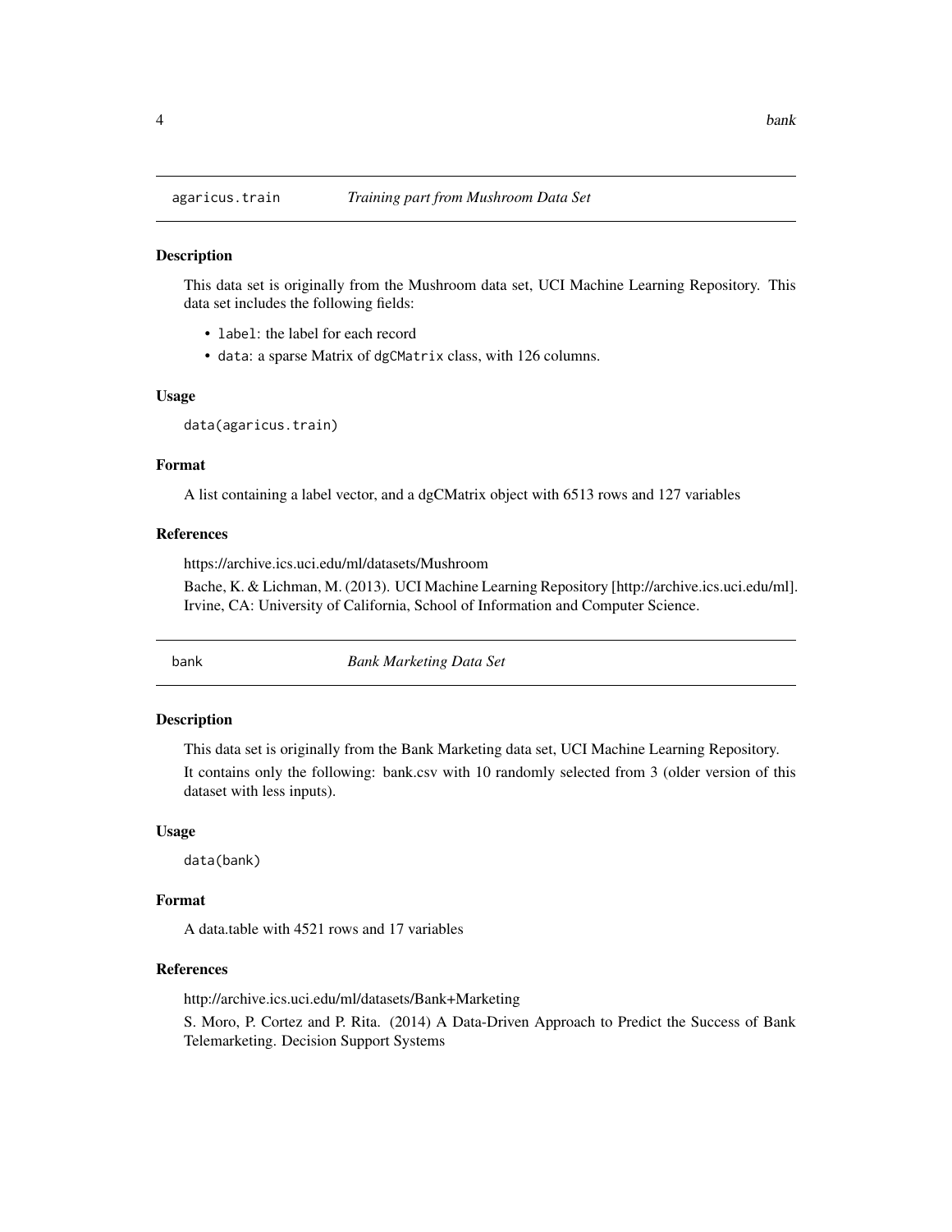## agaricus.train — *Training part from Mushroom Data Set*

### Description

This data set is originally from the Mushroom data set, UCI Machine Learning Repository. This data set includes the following fields:

- `label`: the label for each record
- `data`: a sparse Matrix of `dgCMatrix` class, with 126 columns.

### Usage

```
data(agaricus.train)
```

### Format

A list containing a label vector, and a dgCMatrix object with 6513 rows and 127 variables

### References

https://archive.ics.uci.edu/ml/datasets/Mushroom

Bache, K. & Lichman, M. (2013). UCI Machine Learning Repository [http://archive.ics.uci.edu/ml]. Irvine, CA: University of California, School of Information and Computer Science.

## bank — *Bank Marketing Data Set*

### Description

This data set is originally from the Bank Marketing data set, UCI Machine Learning Repository.

It contains only the following: bank.csv with 10 randomly selected from 3 (older version of this dataset with less inputs).

### Usage

```
data(bank)
```

### Format

A data.table with 4521 rows and 17 variables

### References

http://archive.ics.uci.edu/ml/datasets/Bank+Marketing

S. Moro, P. Cortez and P. Rita. (2014) A Data-Driven Approach to Predict the Success of Bank Telemarketing. Decision Support Systems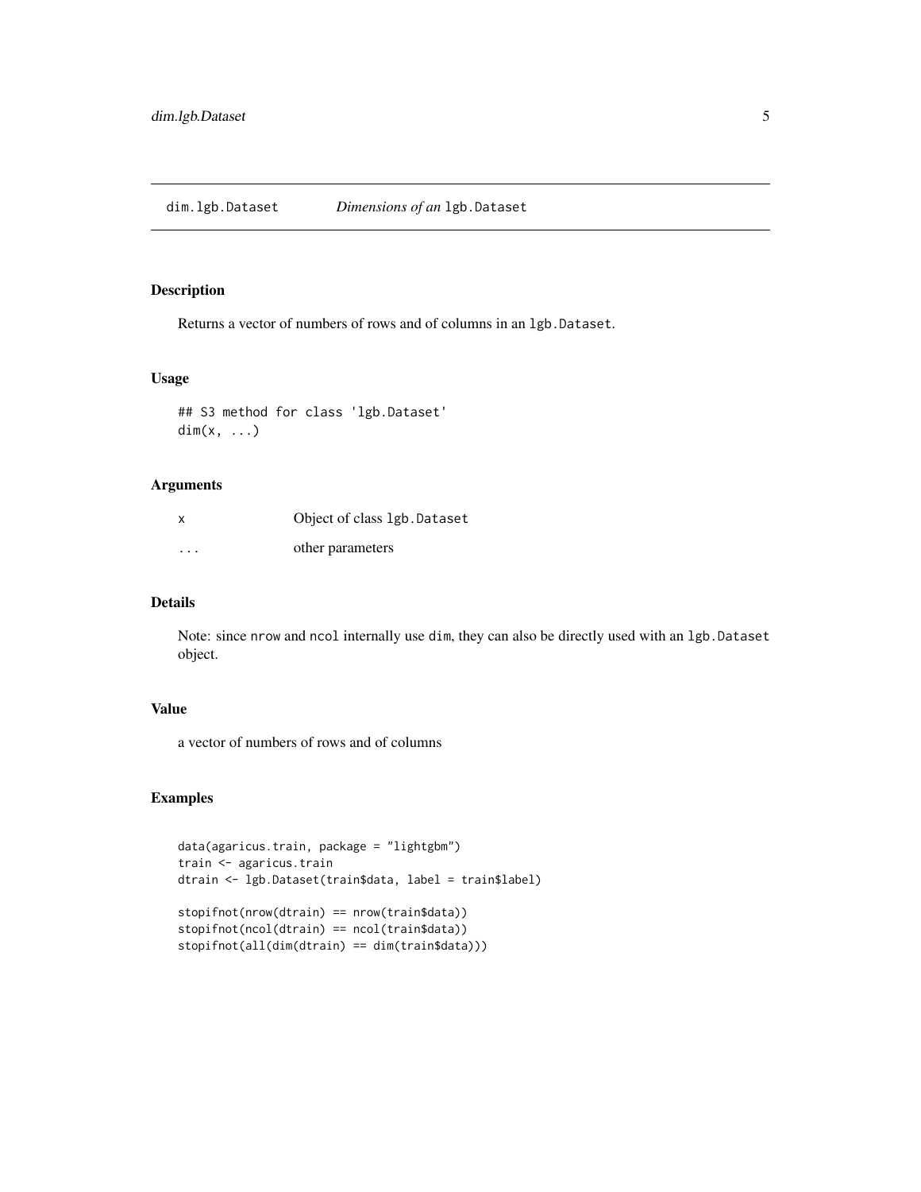# dim.lgb.Dataset *Dimensions of an* `lgb.Dataset`

## Description

Returns a vector of numbers of rows and of columns in an `lgb.Dataset`.

## Usage

```
## S3 method for class 'lgb.Dataset'
dim(x, ...)
```

## Arguments

| | |
|---|---|
| x | Object of class `lgb.Dataset` |
| ... | other parameters |

## Details

Note: since `nrow` and `ncol` internally use `dim`, they can also be directly used with an `lgb.Dataset` object.

## Value

a vector of numbers of rows and of columns

## Examples

```
data(agaricus.train, package = "lightgbm")
train <- agaricus.train
dtrain <- lgb.Dataset(train$data, label = train$label)

stopifnot(nrow(dtrain) == nrow(train$data))
stopifnot(ncol(dtrain) == ncol(train$data))
stopifnot(all(dim(dtrain) == dim(train$data)))
```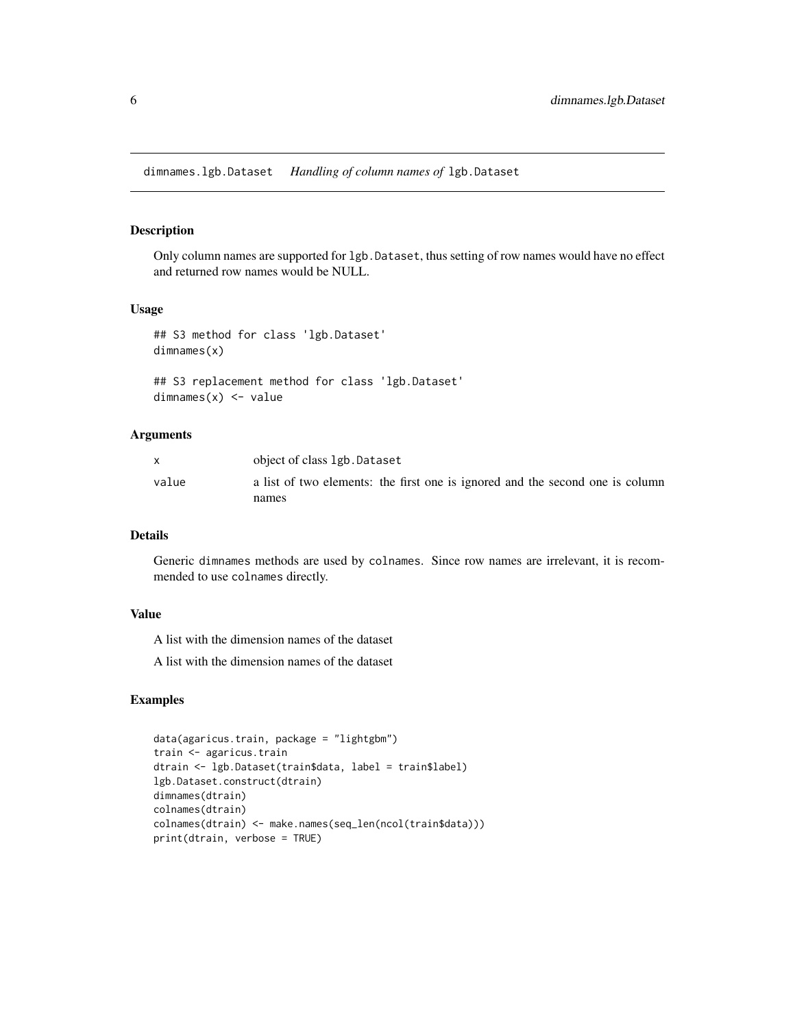# dimnames.lgb.Dataset *Handling of column names of* lgb.Dataset

## Description

Only column names are supported for lgb.Dataset, thus setting of row names would have no effect and returned row names would be NULL.

## Usage

```
## S3 method for class 'lgb.Dataset'
dimnames(x)

## S3 replacement method for class 'lgb.Dataset'
dimnames(x) <- value
```

## Arguments

| | |
|---|---|
| x | object of class lgb.Dataset |
| value | a list of two elements: the first one is ignored and the second one is column names |

## Details

Generic dimnames methods are used by colnames. Since row names are irrelevant, it is recommended to use colnames directly.

## Value

A list with the dimension names of the dataset

A list with the dimension names of the dataset

## Examples

```
data(agaricus.train, package = "lightgbm")
train <- agaricus.train
dtrain <- lgb.Dataset(train$data, label = train$label)
lgb.Dataset.construct(dtrain)
dimnames(dtrain)
colnames(dtrain)
colnames(dtrain) <- make.names(seq_len(ncol(train$data)))
print(dtrain, verbose = TRUE)
```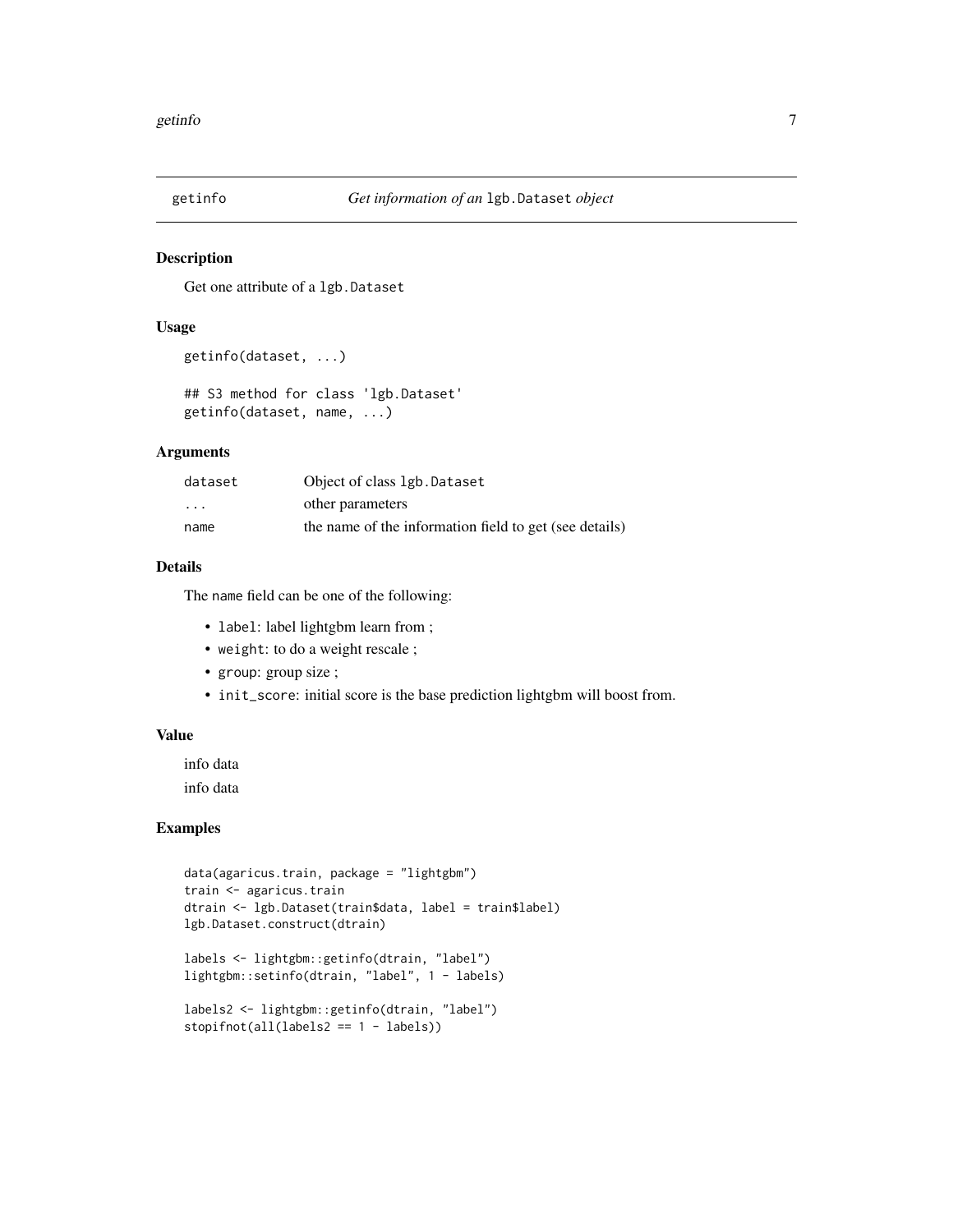# getinfo — *Get information of an* `lgb.Dataset` *object*

## Description

Get one attribute of a `lgb.Dataset`

## Usage

```
getinfo(dataset, ...)

## S3 method for class 'lgb.Dataset'
getinfo(dataset, name, ...)
```

## Arguments

| | |
|---|---|
| `dataset` | Object of class `lgb.Dataset` |
| `...` | other parameters |
| `name` | the name of the information field to get (see details) |

## Details

The `name` field can be one of the following:

- `label`: label lightgbm learn from ;
- `weight`: to do a weight rescale ;
- `group`: group size ;
- `init_score`: initial score is the base prediction lightgbm will boost from.

## Value

info data

info data

## Examples

```
data(agaricus.train, package = "lightgbm")
train <- agaricus.train
dtrain <- lgb.Dataset(train$data, label = train$label)
lgb.Dataset.construct(dtrain)

labels <- lightgbm::getinfo(dtrain, "label")
lightgbm::setinfo(dtrain, "label", 1 - labels)

labels2 <- lightgbm::getinfo(dtrain, "label")
stopifnot(all(labels2 == 1 - labels))
```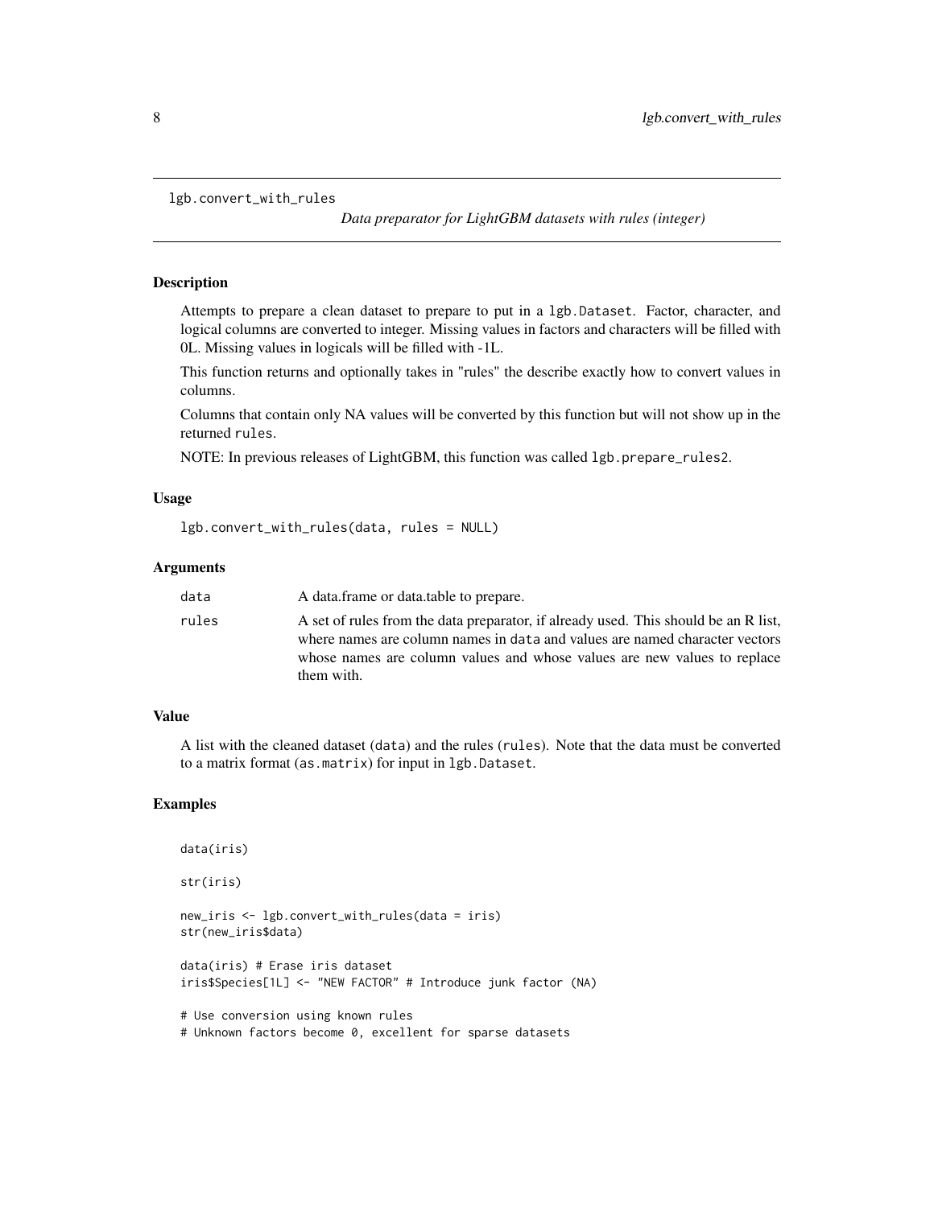`lgb.convert_with_rules` — *Data preparator for LightGBM datasets with rules (integer)*

## Description

Attempts to prepare a clean dataset to prepare to put in a `lgb.Dataset`. Factor, character, and logical columns are converted to integer. Missing values in factors and characters will be filled with 0L. Missing values in logicals will be filled with -1L.

This function returns and optionally takes in "rules" the describe exactly how to convert values in columns.

Columns that contain only NA values will be converted by this function but will not show up in the returned `rules`.

NOTE: In previous releases of LightGBM, this function was called `lgb.prepare_rules2`.

## Usage

```
lgb.convert_with_rules(data, rules = NULL)
```

## Arguments

| | |
|---|---|
| `data` | A data.frame or data.table to prepare. |
| `rules` | A set of rules from the data preparator, if already used. This should be an R list, where names are column names in `data` and values are named character vectors whose names are column values and whose values are new values to replace them with. |

## Value

A list with the cleaned dataset (`data`) and the rules (`rules`). Note that the data must be converted to a matrix format (`as.matrix`) for input in `lgb.Dataset`.

## Examples

```
data(iris)

str(iris)

new_iris <- lgb.convert_with_rules(data = iris)
str(new_iris$data)

data(iris) # Erase iris dataset
iris$Species[1L] <- "NEW FACTOR" # Introduce junk factor (NA)

# Use conversion using known rules
# Unknown factors become 0, excellent for sparse datasets
```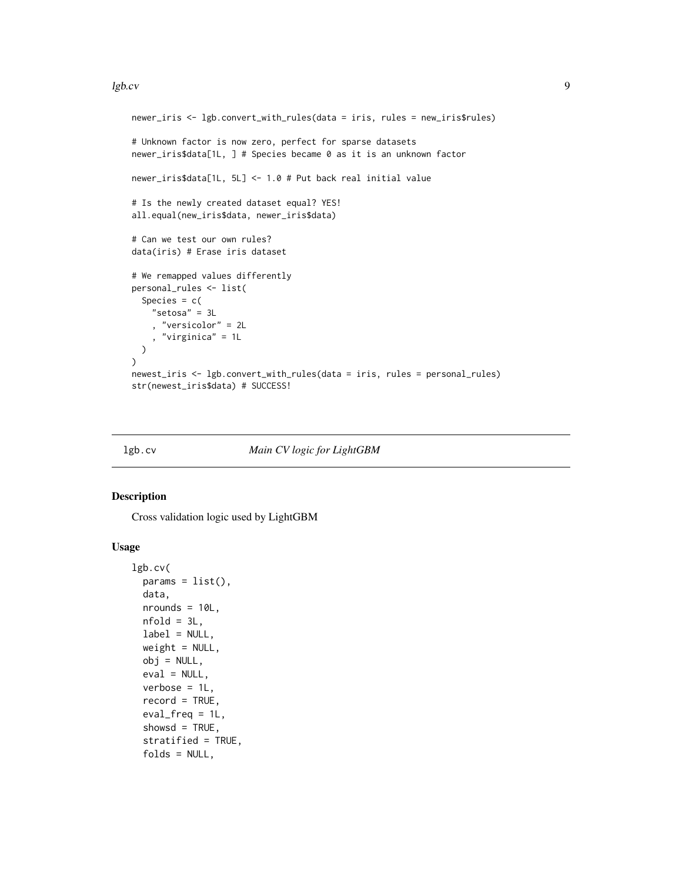```
newer_iris <- lgb.convert_with_rules(data = iris, rules = new_iris$rules)

# Unknown factor is now zero, perfect for sparse datasets
newer_iris$data[1L, ] # Species became 0 as it is an unknown factor

newer_iris$data[1L, 5L] <- 1.0 # Put back real initial value

# Is the newly created dataset equal? YES!
all.equal(new_iris$data, newer_iris$data)

# Can we test our own rules?
data(iris) # Erase iris dataset

# We remapped values differently
personal_rules <- list(
  Species = c(
    "setosa" = 3L
    , "versicolor" = 2L
    , "virginica" = 1L
  )
)
newest_iris <- lgb.convert_with_rules(data = iris, rules = personal_rules)
str(newest_iris$data) # SUCCESS!
```

## lgb.cv — *Main CV logic for LightGBM*

### Description

Cross validation logic used by LightGBM

### Usage

```
lgb.cv(
  params = list(),
  data,
  nrounds = 10L,
  nfold = 3L,
  label = NULL,
  weight = NULL,
  obj = NULL,
  eval = NULL,
  verbose = 1L,
  record = TRUE,
  eval_freq = 1L,
  showsd = TRUE,
  stratified = TRUE,
  folds = NULL,
```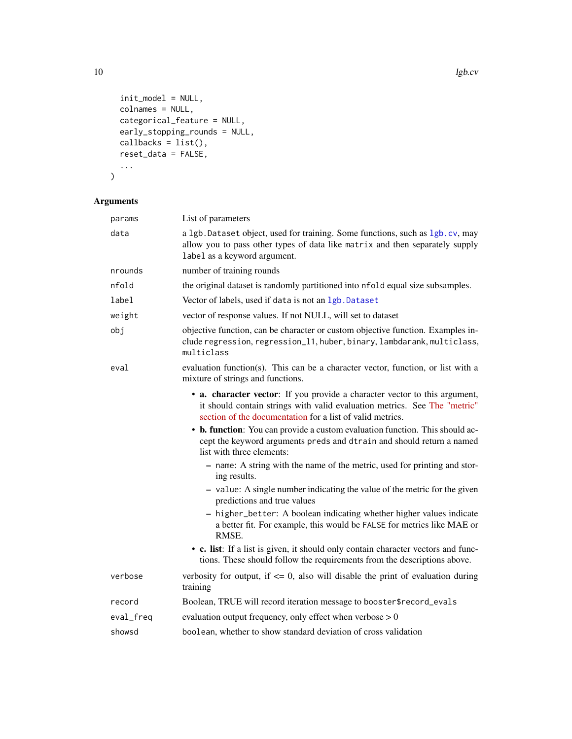```
  init_model = NULL,
  colnames = NULL,
  categorical_feature = NULL,
  early_stopping_rounds = NULL,
  callbacks = list(),
  reset_data = FALSE,
  ...
)
```

## Arguments

| Argument | Description |
|---|---|
| `params` | List of parameters |
| `data` | a `lgb.Dataset` object, used for training. Some functions, such as `lgb.cv`, may allow you to pass other types of data like `matrix` and then separately supply `label` as a keyword argument. |
| `nrounds` | number of training rounds |
| `nfold` | the original dataset is randomly partitioned into `nfold` equal size subsamples. |
| `label` | Vector of labels, used if `data` is not an `lgb.Dataset` |
| `weight` | vector of response values. If not NULL, will set to dataset |
| `obj` | objective function, can be character or custom objective function. Examples include `regression`, `regression_l1`, `huber`, `binary`, `lambdarank`, `multiclass`, `multiclass` |
| `eval` | evaluation function(s). This can be a character vector, function, or list with a mixture of strings and functions.<br>• **a. character vector**: If you provide a character vector to this argument, it should contain strings with valid evaluation metrics. See The "metric" section of the documentation for a list of valid metrics.<br>• **b. function**: You can provide a custom evaluation function. This should accept the keyword arguments `preds` and `dtrain` and should return a named list with three elements:<br>  – `name`: A string with the name of the metric, used for printing and storing results.<br>  – `value`: A single number indicating the value of the metric for the given predictions and true values<br>  – `higher_better`: A boolean indicating whether higher values indicate a better fit. For example, this would be `FALSE` for metrics like MAE or RMSE.<br>• **c. list**: If a list is given, it should only contain character vectors and functions. These should follow the requirements from the descriptions above. |
| `verbose` | verbosity for output, if <= 0, also will disable the print of evaluation during training |
| `record` | Boolean, TRUE will record iteration message to `booster$record_evals` |
| `eval_freq` | evaluation output frequency, only effect when verbose > 0 |
| `showsd` | `boolean`, whether to show standard deviation of cross validation |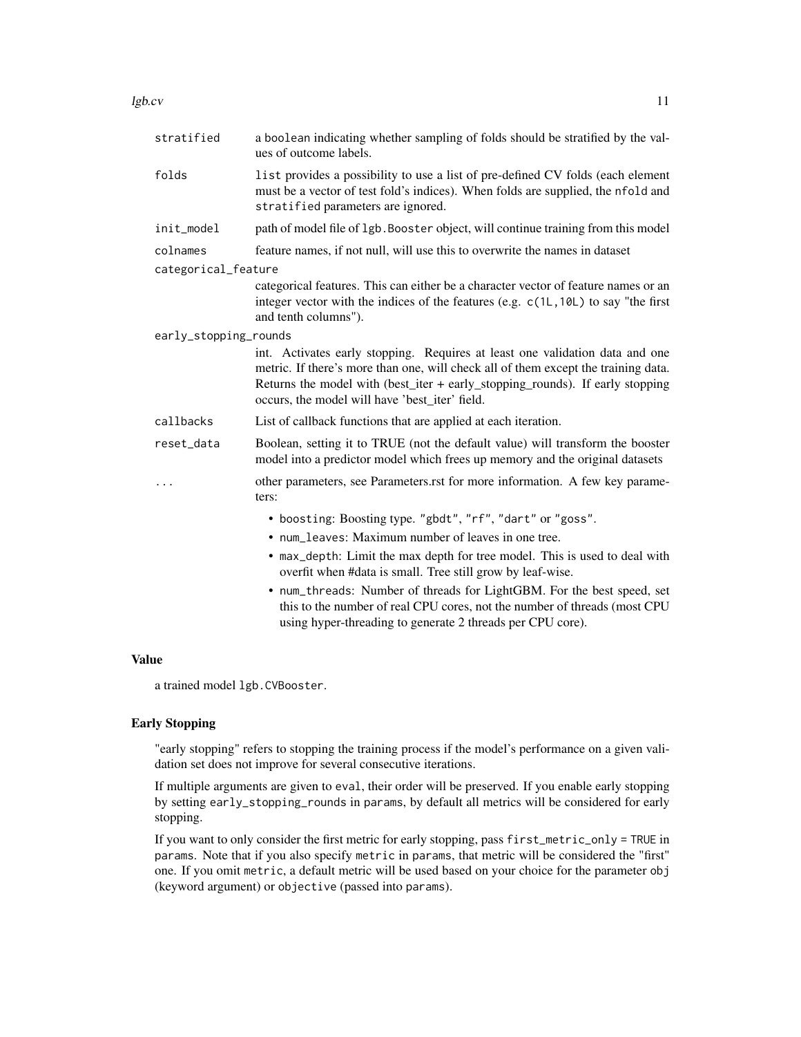| | |
|---|---|
| `stratified` | a `boolean` indicating whether sampling of folds should be stratified by the values of outcome labels. |
| `folds` | `list` provides a possibility to use a list of pre-defined CV folds (each element must be a vector of test fold's indices). When folds are supplied, the `nfold` and `stratified` parameters are ignored. |
| `init_model` | path of model file of `lgb.Booster` object, will continue training from this model |
| `colnames` | feature names, if not null, will use this to overwrite the names in dataset |
| `categorical_feature` | categorical features. This can either be a character vector of feature names or an integer vector with the indices of the features (e.g. `c(1L,10L)` to say "the first and tenth columns"). |
| `early_stopping_rounds` | int. Activates early stopping. Requires at least one validation data and one metric. If there's more than one, will check all of them except the training data. Returns the model with (best_iter + early_stopping_rounds). If early stopping occurs, the model will have 'best_iter' field. |
| `callbacks` | List of callback functions that are applied at each iteration. |
| `reset_data` | Boolean, setting it to TRUE (not the default value) will transform the booster model into a predictor model which frees up memory and the original datasets |
| `...` | other parameters, see Parameters.rst for more information. A few key parameters: <ul><li>`boosting`: Boosting type. `"gbdt"`, `"rf"`, `"dart"` or `"goss"`.</li><li>`num_leaves`: Maximum number of leaves in one tree.</li><li>`max_depth`: Limit the max depth for tree model. This is used to deal with overfit when #data is small. Tree still grow by leaf-wise.</li><li>`num_threads`: Number of threads for LightGBM. For the best speed, set this to the number of real CPU cores, not the number of threads (most CPU using hyper-threading to generate 2 threads per CPU core).</li></ul> |

## Value

a trained model `lgb.CVBooster`.

## Early Stopping

"early stopping" refers to stopping the training process if the model's performance on a given validation set does not improve for several consecutive iterations.

If multiple arguments are given to `eval`, their order will be preserved. If you enable early stopping by setting `early_stopping_rounds` in `params`, by default all metrics will be considered for early stopping.

If you want to only consider the first metric for early stopping, pass `first_metric_only = TRUE` in `params`. Note that if you also specify `metric` in `params`, that metric will be considered the "first" one. If you omit `metric`, a default metric will be used based on your choice for the parameter `obj` (keyword argument) or `objective` (passed into `params`).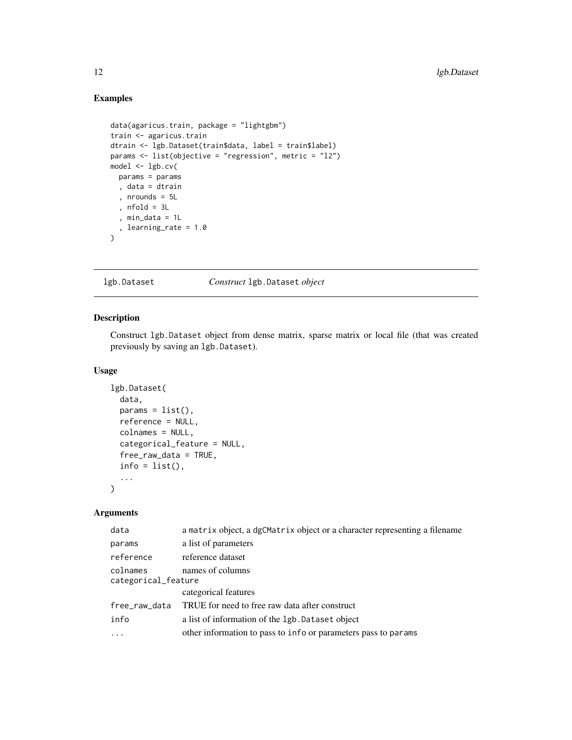## Examples

```
data(agaricus.train, package = "lightgbm")
train <- agaricus.train
dtrain <- lgb.Dataset(train$data, label = train$label)
params <- list(objective = "regression", metric = "l2")
model <- lgb.cv(
  params = params
  , data = dtrain
  , nrounds = 5L
  , nfold = 3L
  , min_data = 1L
  , learning_rate = 1.0
)
```

---

# lgb.Dataset — *Construct* `lgb.Dataset` *object*

## Description

Construct `lgb.Dataset` object from dense matrix, sparse matrix or local file (that was created previously by saving an `lgb.Dataset`).

## Usage

```
lgb.Dataset(
  data,
  params = list(),
  reference = NULL,
  colnames = NULL,
  categorical_feature = NULL,
  free_raw_data = TRUE,
  info = list(),
  ...
)
```

## Arguments

| Argument | Description |
|---|---|
| `data` | a `matrix` object, a `dgCMatrix` object or a character representing a filename |
| `params` | a list of parameters |
| `reference` | reference dataset |
| `colnames` | names of columns |
| `categorical_feature` | categorical features |
| `free_raw_data` | TRUE for need to free raw data after construct |
| `info` | a list of information of the `lgb.Dataset` object |
| `...` | other information to pass to `info` or parameters pass to `params` |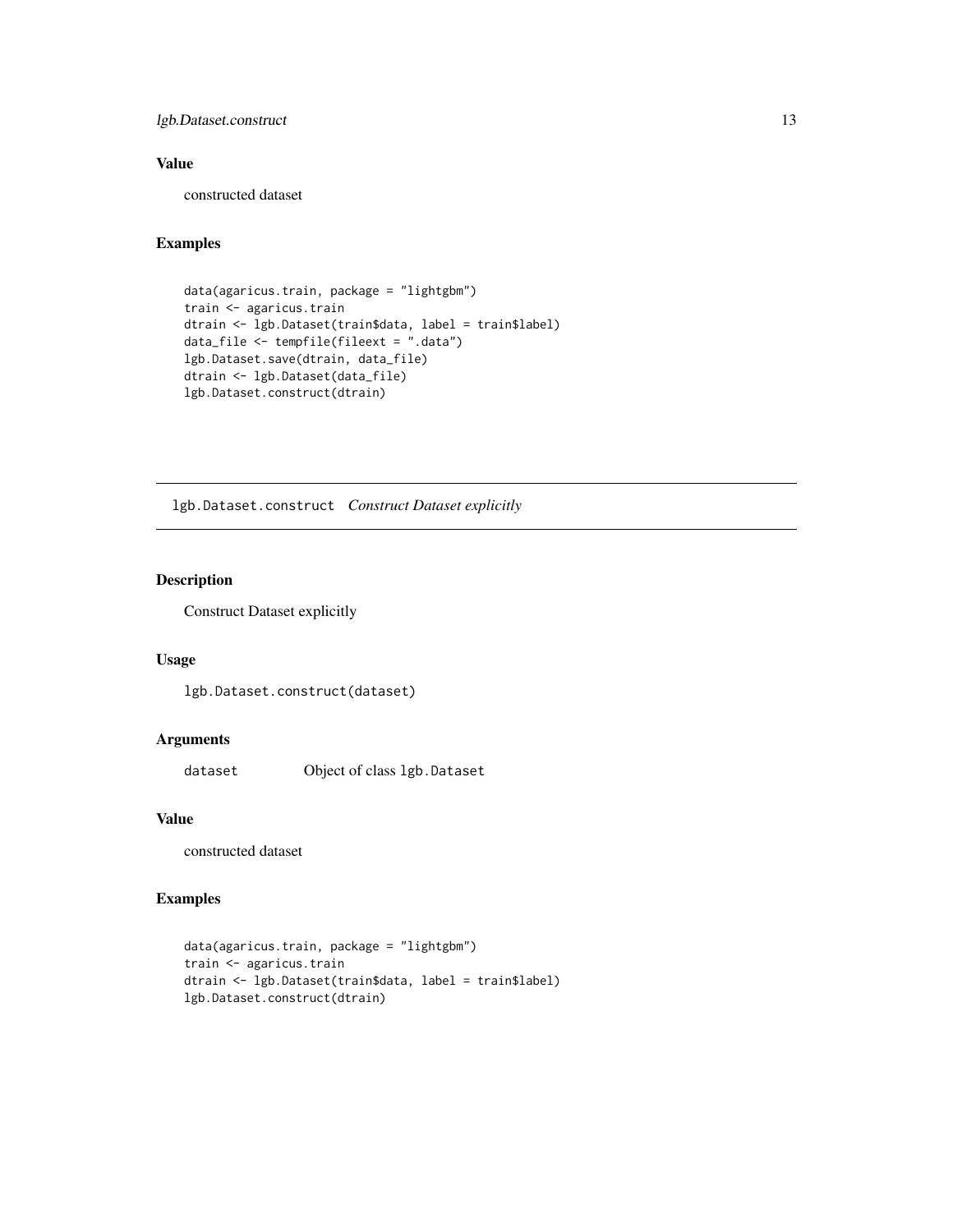## Value

constructed dataset

## Examples

```
data(agaricus.train, package = "lightgbm")
train <- agaricus.train
dtrain <- lgb.Dataset(train$data, label = train$label)
data_file <- tempfile(fileext = ".data")
lgb.Dataset.save(dtrain, data_file)
dtrain <- lgb.Dataset(data_file)
lgb.Dataset.construct(dtrain)
```

---

# lgb.Dataset.construct *Construct Dataset explicitly*

---

## Description

Construct Dataset explicitly

## Usage

```
lgb.Dataset.construct(dataset)
```

## Arguments

| | |
|---|---|
| `dataset` | Object of class `lgb.Dataset` |

## Value

constructed dataset

## Examples

```
data(agaricus.train, package = "lightgbm")
train <- agaricus.train
dtrain <- lgb.Dataset(train$data, label = train$label)
lgb.Dataset.construct(dtrain)
```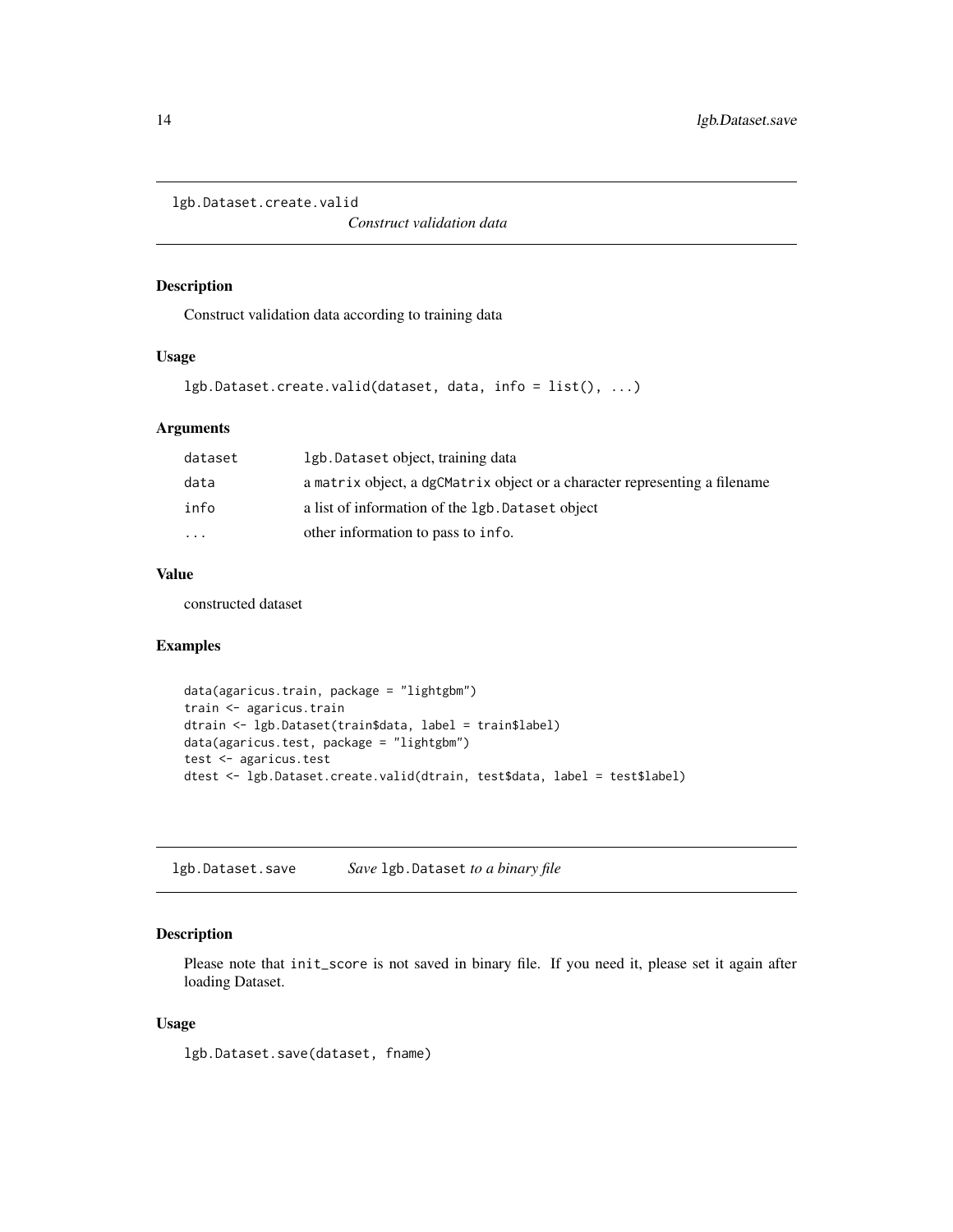## lgb.Dataset.create.valid

*Construct validation data*

### Description

Construct validation data according to training data

### Usage

```
lgb.Dataset.create.valid(dataset, data, info = list(), ...)
```

### Arguments

| | |
|---|---|
| `dataset` | `lgb.Dataset` object, training data |
| `data` | a `matrix` object, a `dgCMatrix` object or a character representing a filename |
| `info` | a list of information of the `lgb.Dataset` object |
| `...` | other information to pass to `info`. |

### Value

constructed dataset

### Examples

```
data(agaricus.train, package = "lightgbm")
train <- agaricus.train
dtrain <- lgb.Dataset(train$data, label = train$label)
data(agaricus.test, package = "lightgbm")
test <- agaricus.test
dtest <- lgb.Dataset.create.valid(dtrain, test$data, label = test$label)
```

## lgb.Dataset.save

*Save* `lgb.Dataset` *to a binary file*

### Description

Please note that `init_score` is not saved in binary file. If you need it, please set it again after loading Dataset.

### Usage

```
lgb.Dataset.save(dataset, fname)
```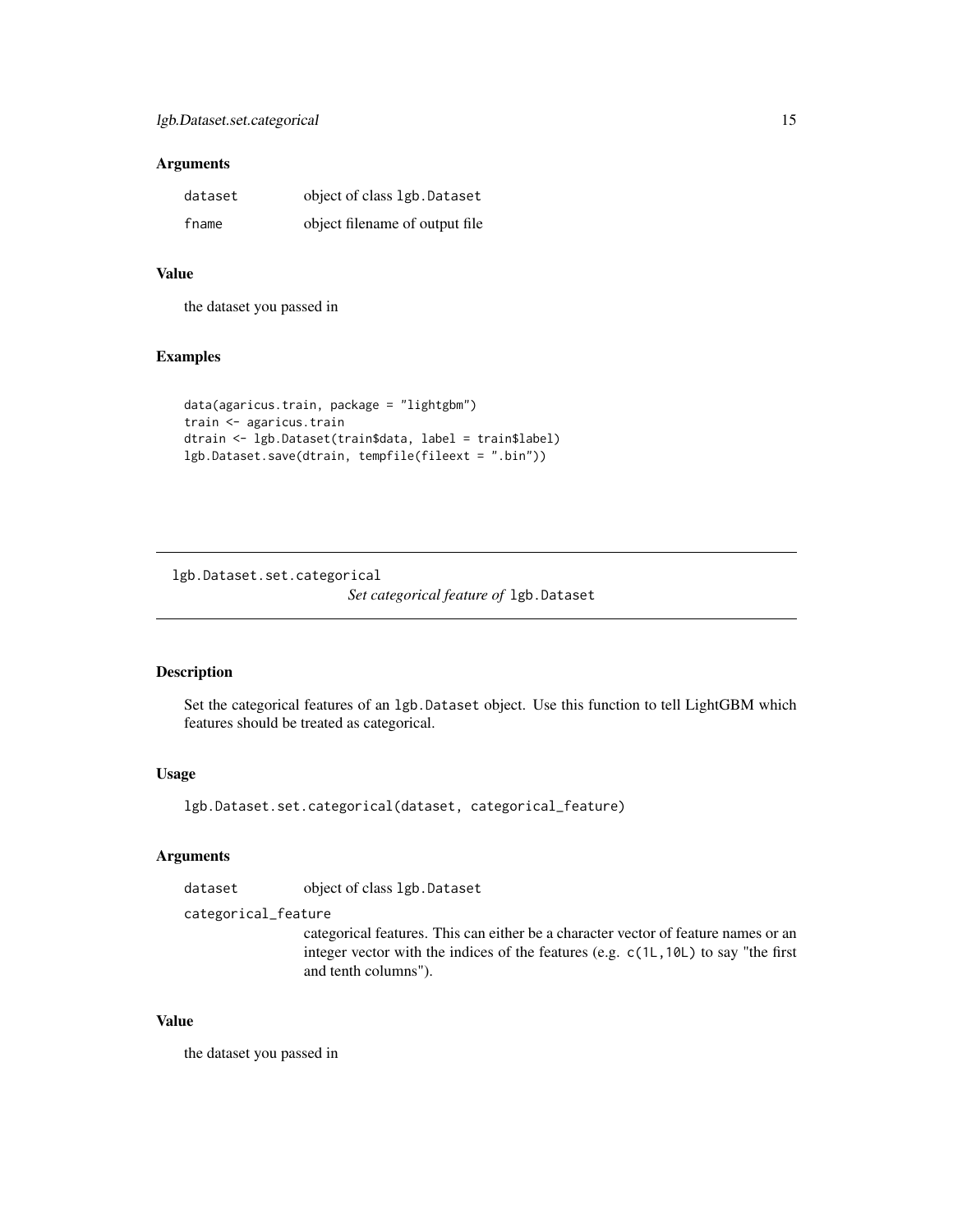### Arguments

| | |
|---|---|
| `dataset` | object of class `lgb.Dataset` |
| `fname` | object filename of output file |

### Value

the dataset you passed in

### Examples

```
data(agaricus.train, package = "lightgbm")
train <- agaricus.train
dtrain <- lgb.Dataset(train$data, label = train$label)
lgb.Dataset.save(dtrain, tempfile(fileext = ".bin"))
```

---

## lgb.Dataset.set.categorical — *Set categorical feature of* `lgb.Dataset`

### Description

Set the categorical features of an `lgb.Dataset` object. Use this function to tell LightGBM which features should be treated as categorical.

### Usage

```
lgb.Dataset.set.categorical(dataset, categorical_feature)
```

### Arguments

| | |
|---|---|
| `dataset` | object of class `lgb.Dataset` |
| `categorical_feature` | categorical features. This can either be a character vector of feature names or an integer vector with the indices of the features (e.g. `c(1L,10L)` to say "the first and tenth columns"). |

### Value

the dataset you passed in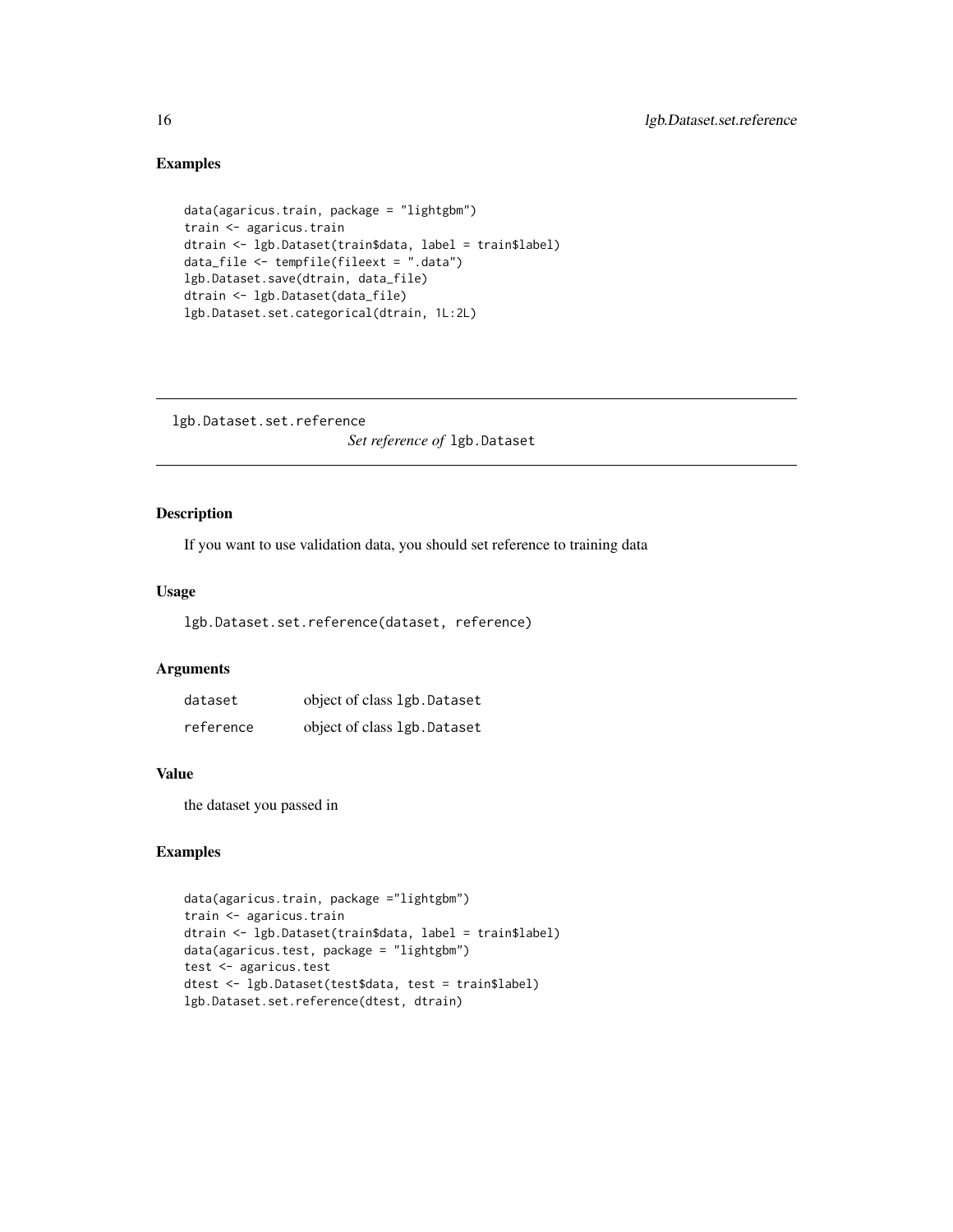## Examples

```
data(agaricus.train, package = "lightgbm")
train <- agaricus.train
dtrain <- lgb.Dataset(train$data, label = train$label)
data_file <- tempfile(fileext = ".data")
lgb.Dataset.save(dtrain, data_file)
dtrain <- lgb.Dataset(data_file)
lgb.Dataset.set.categorical(dtrain, 1L:2L)
```

---

# lgb.Dataset.set.reference *Set reference of* `lgb.Dataset`

---

## Description

If you want to use validation data, you should set reference to training data

## Usage

```
lgb.Dataset.set.reference(dataset, reference)
```

## Arguments

| | |
|---|---|
| `dataset` | object of class `lgb.Dataset` |
| `reference` | object of class `lgb.Dataset` |

## Value

the dataset you passed in

## Examples

```
data(agaricus.train, package ="lightgbm")
train <- agaricus.train
dtrain <- lgb.Dataset(train$data, label = train$label)
data(agaricus.test, package = "lightgbm")
test <- agaricus.test
dtest <- lgb.Dataset(test$data, test = train$label)
lgb.Dataset.set.reference(dtest, dtrain)
```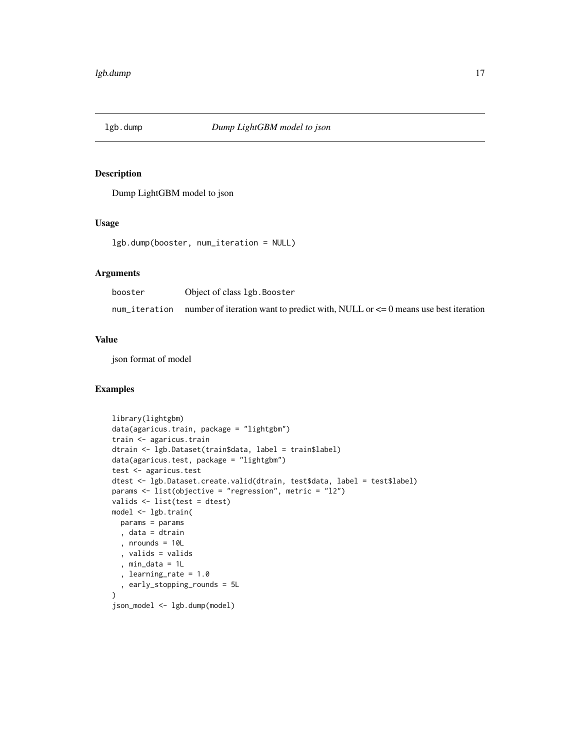## lgb.dump — *Dump LightGBM model to json*

### Description

Dump LightGBM model to json

### Usage

```
lgb.dump(booster, num_iteration = NULL)
```

### Arguments

| | |
|---|---|
| `booster` | Object of class `lgb.Booster` |
| `num_iteration` | number of iteration want to predict with, NULL or <= 0 means use best iteration |

### Value

json format of model

### Examples

```
library(lightgbm)
data(agaricus.train, package = "lightgbm")
train <- agaricus.train
dtrain <- lgb.Dataset(train$data, label = train$label)
data(agaricus.test, package = "lightgbm")
test <- agaricus.test
dtest <- lgb.Dataset.create.valid(dtrain, test$data, label = test$label)
params <- list(objective = "regression", metric = "l2")
valids <- list(test = dtest)
model <- lgb.train(
  params = params
  , data = dtrain
  , nrounds = 10L
  , valids = valids
  , min_data = 1L
  , learning_rate = 1.0
  , early_stopping_rounds = 5L
)
json_model <- lgb.dump(model)
```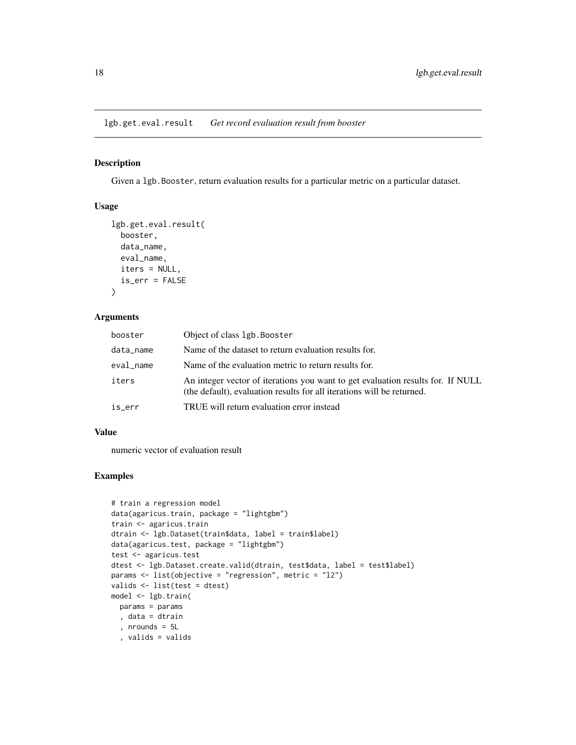## lgb.get.eval.result *Get record evaluation result from booster*

### Description

Given a `lgb.Booster`, return evaluation results for a particular metric on a particular dataset.

### Usage

```
lgb.get.eval.result(
  booster,
  data_name,
  eval_name,
  iters = NULL,
  is_err = FALSE
)
```

### Arguments

| | |
|---|---|
| booster | Object of class `lgb.Booster` |
| data_name | Name of the dataset to return evaluation results for. |
| eval_name | Name of the evaluation metric to return results for. |
| iters | An integer vector of iterations you want to get evaluation results for. If NULL (the default), evaluation results for all iterations will be returned. |
| is_err | TRUE will return evaluation error instead |

### Value

numeric vector of evaluation result

### Examples

```
# train a regression model
data(agaricus.train, package = "lightgbm")
train <- agaricus.train
dtrain <- lgb.Dataset(train$data, label = train$label)
data(agaricus.test, package = "lightgbm")
test <- agaricus.test
dtest <- lgb.Dataset.create.valid(dtrain, test$data, label = test$label)
params <- list(objective = "regression", metric = "l2")
valids <- list(test = dtest)
model <- lgb.train(
  params = params
  , data = dtrain
  , nrounds = 5L
  , valids = valids
```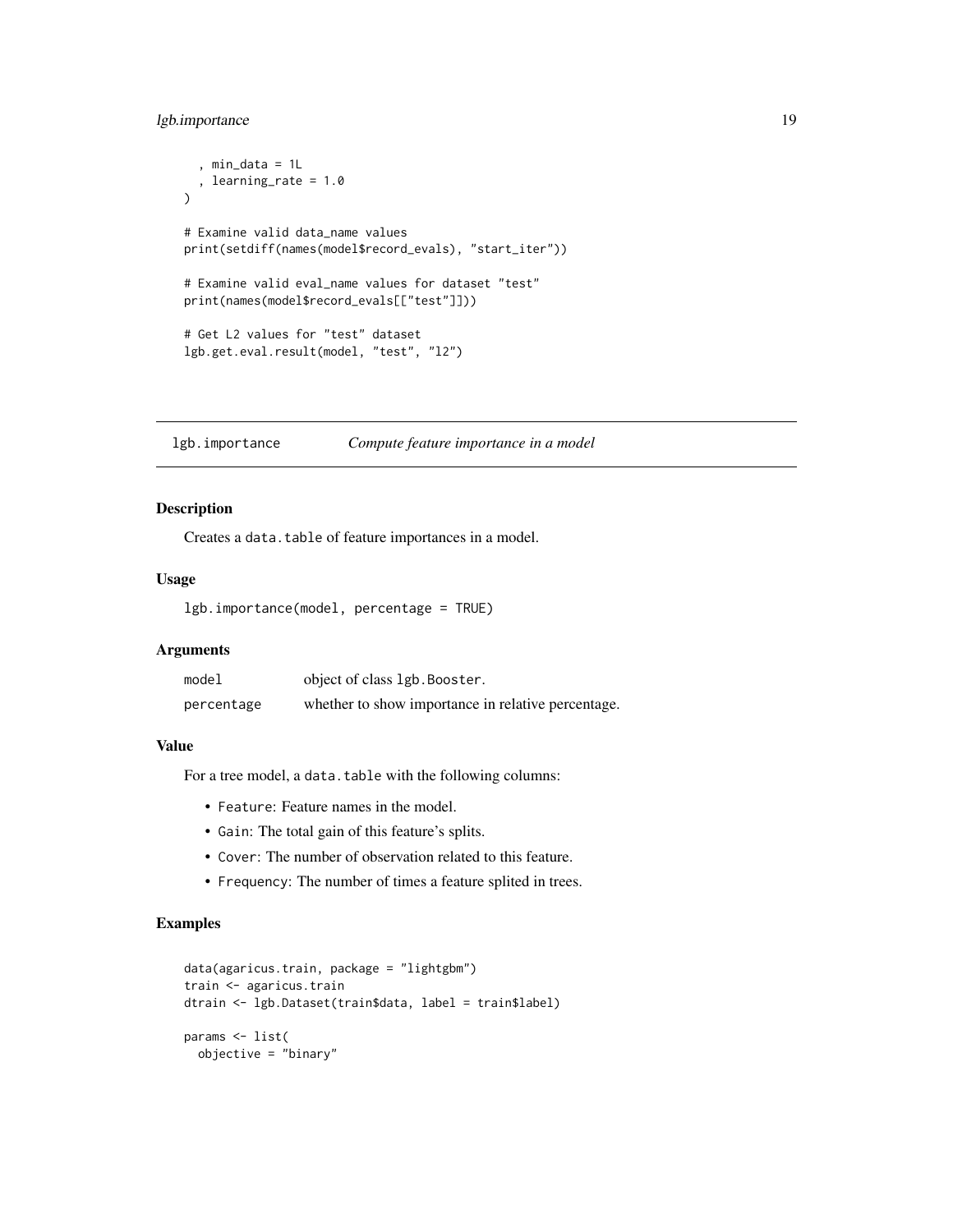```
  , min_data = 1L
  , learning_rate = 1.0
)

# Examine valid data_name values
print(setdiff(names(model$record_evals), "start_iter"))

# Examine valid eval_name values for dataset "test"
print(names(model$record_evals[["test"]]))

# Get L2 values for "test" dataset
lgb.get.eval.result(model, "test", "l2")
```

## lgb.importance — *Compute feature importance in a model*

### Description

Creates a data.table of feature importances in a model.

### Usage

```
lgb.importance(model, percentage = TRUE)
```

### Arguments

| | |
|---|---|
| model | object of class lgb.Booster. |
| percentage | whether to show importance in relative percentage. |

### Value

For a tree model, a data.table with the following columns:

- Feature: Feature names in the model.
- Gain: The total gain of this feature's splits.
- Cover: The number of observation related to this feature.
- Frequency: The number of times a feature splited in trees.

### Examples

```
data(agaricus.train, package = "lightgbm")
train <- agaricus.train
dtrain <- lgb.Dataset(train$data, label = train$label)

params <- list(
  objective = "binary"
```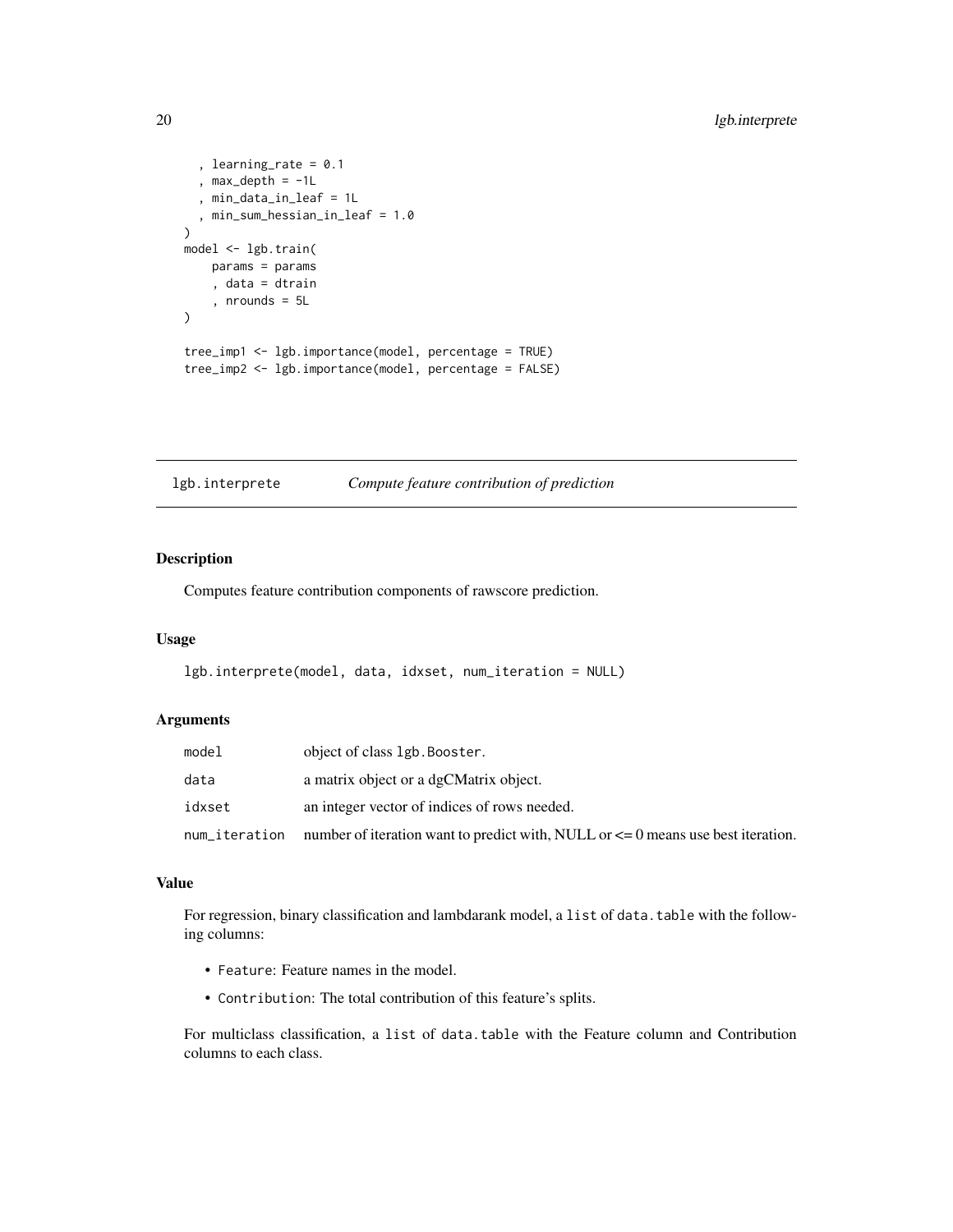```
  , learning_rate = 0.1
  , max_depth = -1L
  , min_data_in_leaf = 1L
  , min_sum_hessian_in_leaf = 1.0
)
model <- lgb.train(
    params = params
    , data = dtrain
    , nrounds = 5L
)

tree_imp1 <- lgb.importance(model, percentage = TRUE)
tree_imp2 <- lgb.importance(model, percentage = FALSE)
```

## lgb.interprete — *Compute feature contribution of prediction*

### Description

Computes feature contribution components of rawscore prediction.

### Usage

```
lgb.interprete(model, data, idxset, num_iteration = NULL)
```

### Arguments

| | |
|---|---|
| model | object of class `lgb.Booster`. |
| data | a matrix object or a dgCMatrix object. |
| idxset | an integer vector of indices of rows needed. |
| num_iteration | number of iteration want to predict with, NULL or <= 0 means use best iteration. |

### Value

For regression, binary classification and lambdarank model, a `list` of `data.table` with the following columns:

- `Feature`: Feature names in the model.
- `Contribution`: The total contribution of this feature's splits.

For multiclass classification, a `list` of `data.table` with the Feature column and Contribution columns to each class.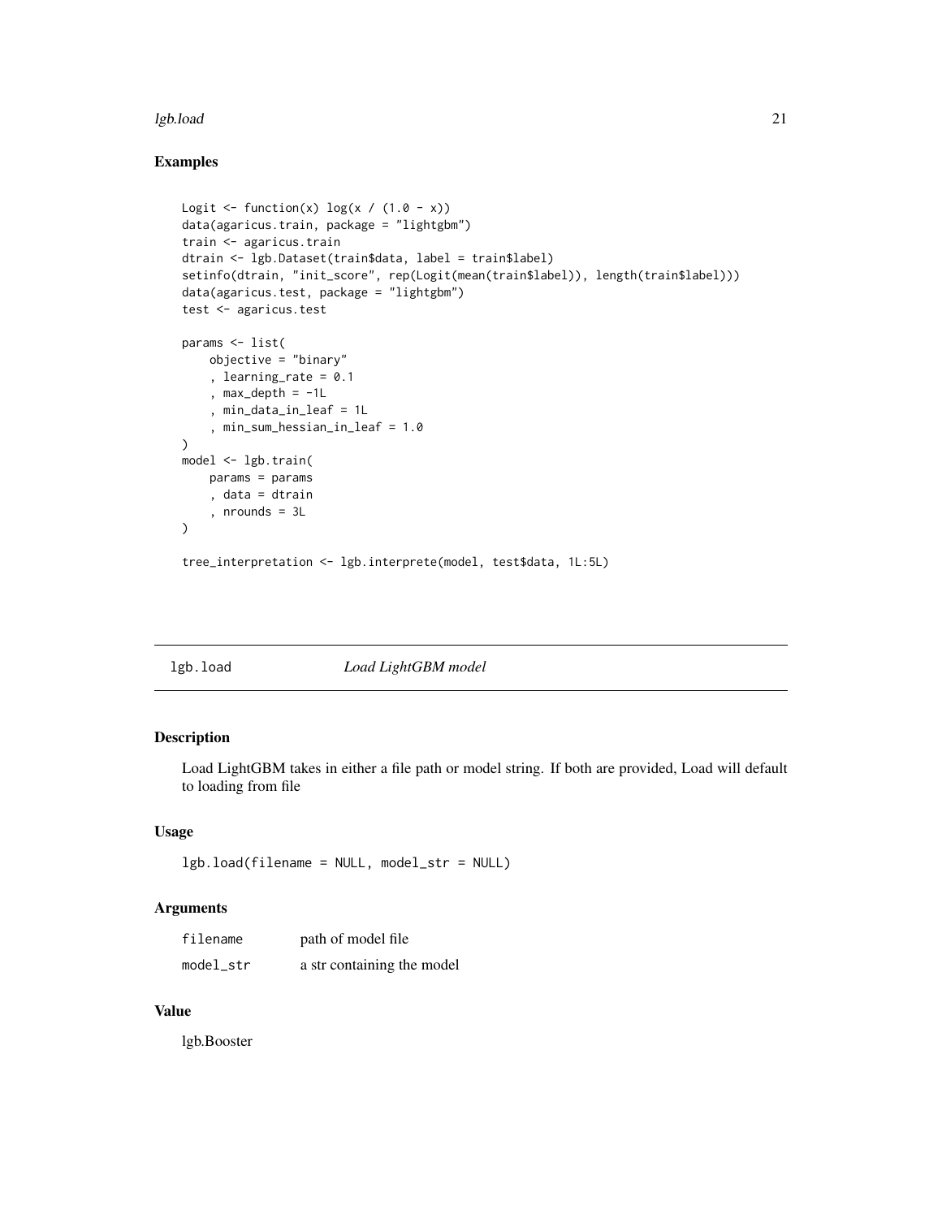## Examples

```
Logit <- function(x) log(x / (1.0 - x))
data(agaricus.train, package = "lightgbm")
train <- agaricus.train
dtrain <- lgb.Dataset(train$data, label = train$label)
setinfo(dtrain, "init_score", rep(Logit(mean(train$label)), length(train$label)))
data(agaricus.test, package = "lightgbm")
test <- agaricus.test

params <- list(
    objective = "binary"
    , learning_rate = 0.1
    , max_depth = -1L
    , min_data_in_leaf = 1L
    , min_sum_hessian_in_leaf = 1.0
)
model <- lgb.train(
    params = params
    , data = dtrain
    , nrounds = 3L
)

tree_interpretation <- lgb.interprete(model, test$data, 1L:5L)
```

---

# lgb.load    *Load LightGBM model*

---

## Description

Load LightGBM takes in either a file path or model string. If both are provided, Load will default to loading from file

## Usage

```
lgb.load(filename = NULL, model_str = NULL)
```

## Arguments

| | |
|---|---|
| filename | path of model file |
| model_str | a str containing the model |

## Value

lgb.Booster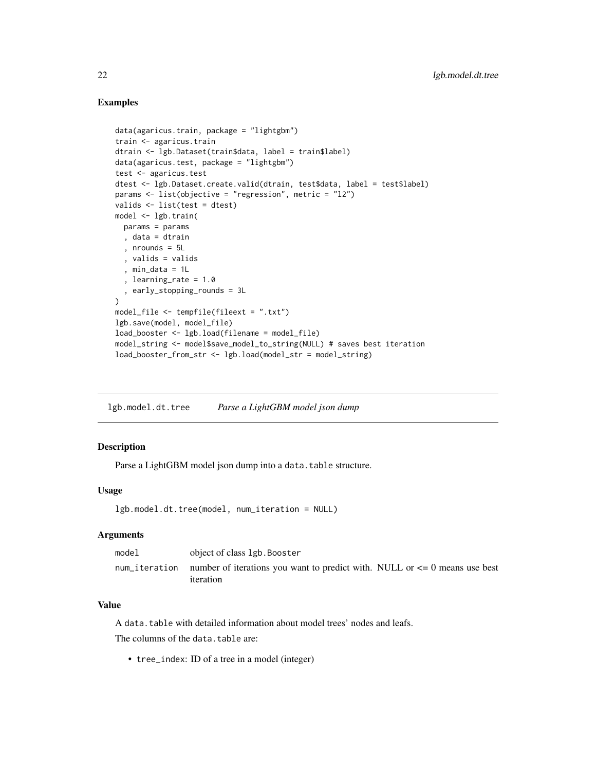### Examples

```
data(agaricus.train, package = "lightgbm")
train <- agaricus.train
dtrain <- lgb.Dataset(train$data, label = train$label)
data(agaricus.test, package = "lightgbm")
test <- agaricus.test
dtest <- lgb.Dataset.create.valid(dtrain, test$data, label = test$label)
params <- list(objective = "regression", metric = "l2")
valids <- list(test = dtest)
model <- lgb.train(
  params = params
  , data = dtrain
  , nrounds = 5L
  , valids = valids
  , min_data = 1L
  , learning_rate = 1.0
  , early_stopping_rounds = 3L
)
model_file <- tempfile(fileext = ".txt")
lgb.save(model, model_file)
load_booster <- lgb.load(filename = model_file)
model_string <- model$save_model_to_string(NULL) # saves best iteration
load_booster_from_str <- lgb.load(model_str = model_string)
```

## lgb.model.dt.tree *Parse a LightGBM model json dump*

### Description

Parse a LightGBM model json dump into a `data.table` structure.

### Usage

```
lgb.model.dt.tree(model, num_iteration = NULL)
```

### Arguments

| | |
|---|---|
| `model` | object of class `lgb.Booster` |
| `num_iteration` | number of iterations you want to predict with. NULL or <= 0 means use best iteration |

### Value

A `data.table` with detailed information about model trees' nodes and leafs.

The columns of the `data.table` are:

- `tree_index`: ID of a tree in a model (integer)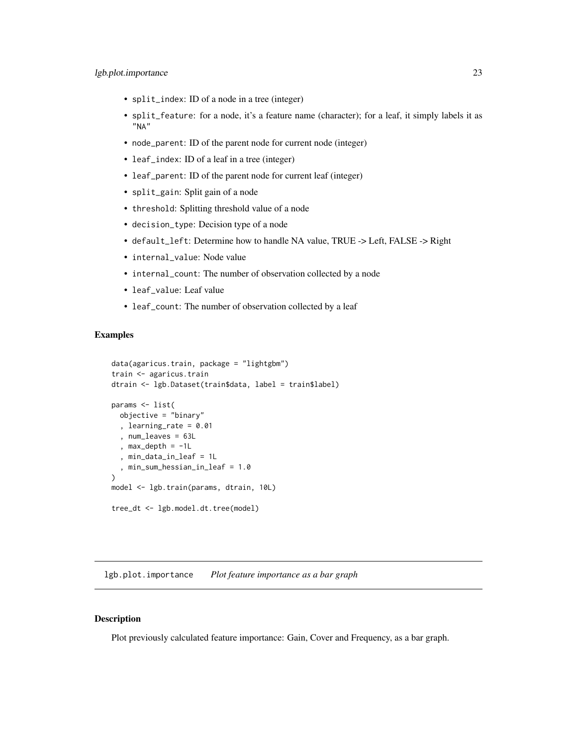- `split_index`: ID of a node in a tree (integer)
- `split_feature`: for a node, it's a feature name (character); for a leaf, it simply labels it as `"NA"`
- `node_parent`: ID of the parent node for current node (integer)
- `leaf_index`: ID of a leaf in a tree (integer)
- `leaf_parent`: ID of the parent node for current leaf (integer)
- `split_gain`: Split gain of a node
- `threshold`: Splitting threshold value of a node
- `decision_type`: Decision type of a node
- `default_left`: Determine how to handle NA value, TRUE -> Left, FALSE -> Right
- `internal_value`: Node value
- `internal_count`: The number of observation collected by a node
- `leaf_value`: Leaf value
- `leaf_count`: The number of observation collected by a leaf

### Examples

```
data(agaricus.train, package = "lightgbm")
train <- agaricus.train
dtrain <- lgb.Dataset(train$data, label = train$label)

params <- list(
  objective = "binary"
  , learning_rate = 0.01
  , num_leaves = 63L
  , max_depth = -1L
  , min_data_in_leaf = 1L
  , min_sum_hessian_in_leaf = 1.0
)
model <- lgb.train(params, dtrain, 10L)

tree_dt <- lgb.model.dt.tree(model)
```

## lgb.plot.importance *Plot feature importance as a bar graph*

### Description

Plot previously calculated feature importance: Gain, Cover and Frequency, as a bar graph.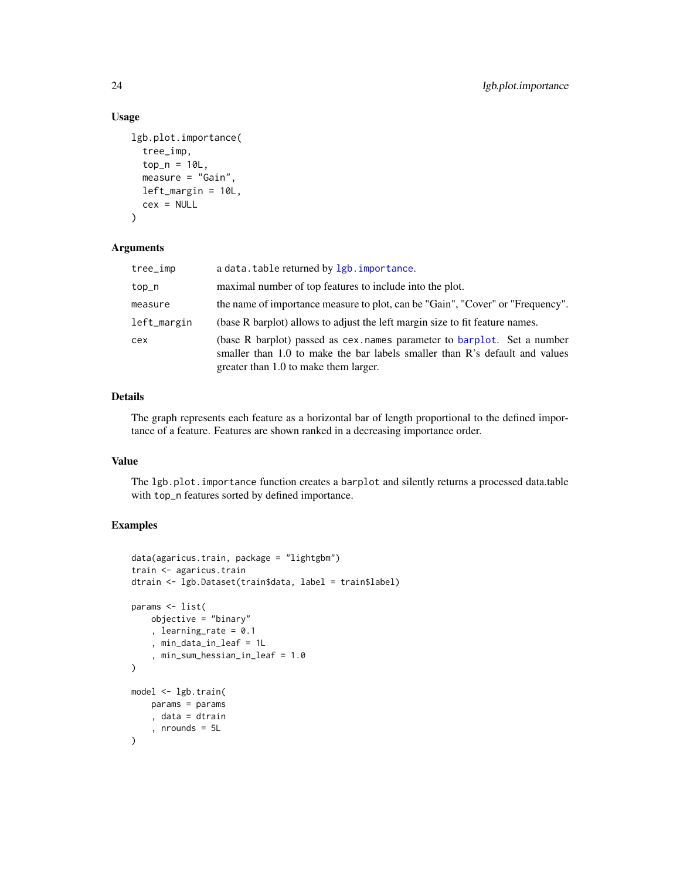## Usage

```
lgb.plot.importance(
  tree_imp,
  top_n = 10L,
  measure = "Gain",
  left_margin = 10L,
  cex = NULL
)
```

## Arguments

| | |
|---|---|
| tree_imp | a data.table returned by lgb.importance. |
| top_n | maximal number of top features to include into the plot. |
| measure | the name of importance measure to plot, can be "Gain", "Cover" or "Frequency". |
| left_margin | (base R barplot) allows to adjust the left margin size to fit feature names. |
| cex | (base R barplot) passed as cex.names parameter to barplot. Set a number smaller than 1.0 to make the bar labels smaller than R's default and values greater than 1.0 to make them larger. |

## Details

The graph represents each feature as a horizontal bar of length proportional to the defined importance of a feature. Features are shown ranked in a decreasing importance order.

## Value

The lgb.plot.importance function creates a barplot and silently returns a processed data.table with top_n features sorted by defined importance.

## Examples

```
data(agaricus.train, package = "lightgbm")
train <- agaricus.train
dtrain <- lgb.Dataset(train$data, label = train$label)

params <- list(
    objective = "binary"
    , learning_rate = 0.1
    , min_data_in_leaf = 1L
    , min_sum_hessian_in_leaf = 1.0
)

model <- lgb.train(
    params = params
    , data = dtrain
    , nrounds = 5L
)
```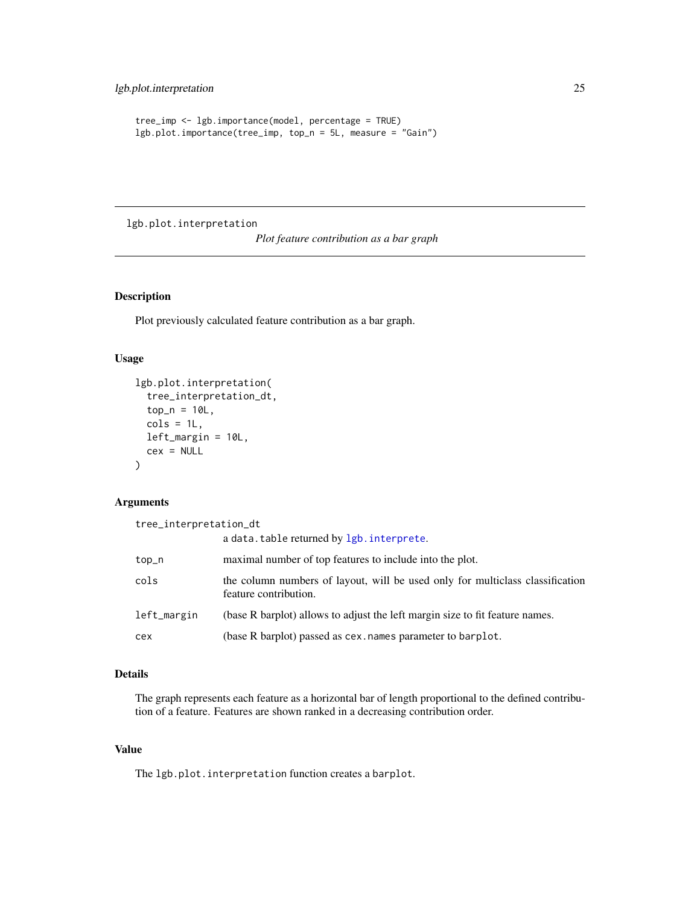```
tree_imp <- lgb.importance(model, percentage = TRUE)
lgb.plot.importance(tree_imp, top_n = 5L, measure = "Gain")
```

---

## lgb.plot.interpretation

*Plot feature contribution as a bar graph*

---

### Description

Plot previously calculated feature contribution as a bar graph.

### Usage

```
lgb.plot.interpretation(
  tree_interpretation_dt,
  top_n = 10L,
  cols = 1L,
  left_margin = 10L,
  cex = NULL
)
```

### Arguments

| Argument | Description |
| --- | --- |
| `tree_interpretation_dt` | a `data.table` returned by `lgb.interprete`. |
| `top_n` | maximal number of top features to include into the plot. |
| `cols` | the column numbers of layout, will be used only for multiclass classification feature contribution. |
| `left_margin` | (base R barplot) allows to adjust the left margin size to fit feature names. |
| `cex` | (base R barplot) passed as `cex.names` parameter to `barplot`. |

### Details

The graph represents each feature as a horizontal bar of length proportional to the defined contribution of a feature. Features are shown ranked in a decreasing contribution order.

### Value

The `lgb.plot.interpretation` function creates a `barplot`.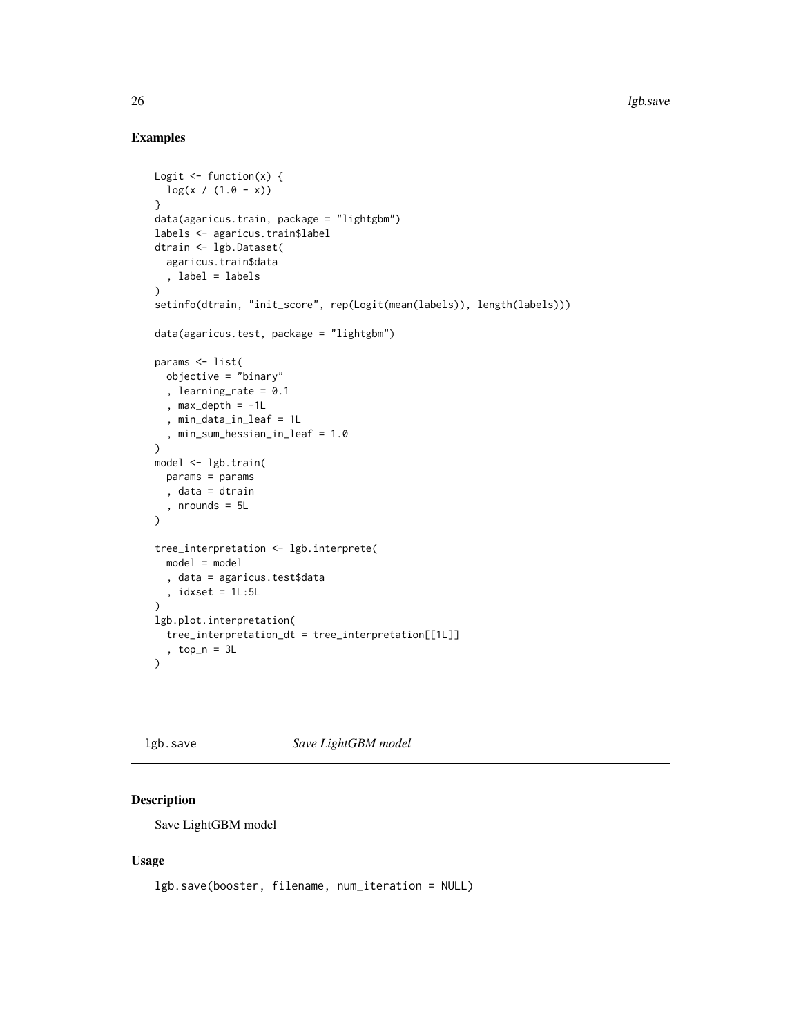## Examples

```
Logit <- function(x) {
  log(x / (1.0 - x))
}
data(agaricus.train, package = "lightgbm")
labels <- agaricus.train$label
dtrain <- lgb.Dataset(
  agaricus.train$data
  , label = labels
)
setinfo(dtrain, "init_score", rep(Logit(mean(labels)), length(labels)))

data(agaricus.test, package = "lightgbm")

params <- list(
  objective = "binary"
  , learning_rate = 0.1
  , max_depth = -1L
  , min_data_in_leaf = 1L
  , min_sum_hessian_in_leaf = 1.0
)
model <- lgb.train(
  params = params
  , data = dtrain
  , nrounds = 5L
)

tree_interpretation <- lgb.interprete(
  model = model
  , data = agaricus.test$data
  , idxset = 1L:5L
)
lgb.plot.interpretation(
  tree_interpretation_dt = tree_interpretation[[1L]]
  , top_n = 3L
)
```

---

# lgb.save *Save LightGBM model*

## Description

Save LightGBM model

## Usage

```
lgb.save(booster, filename, num_iteration = NULL)
```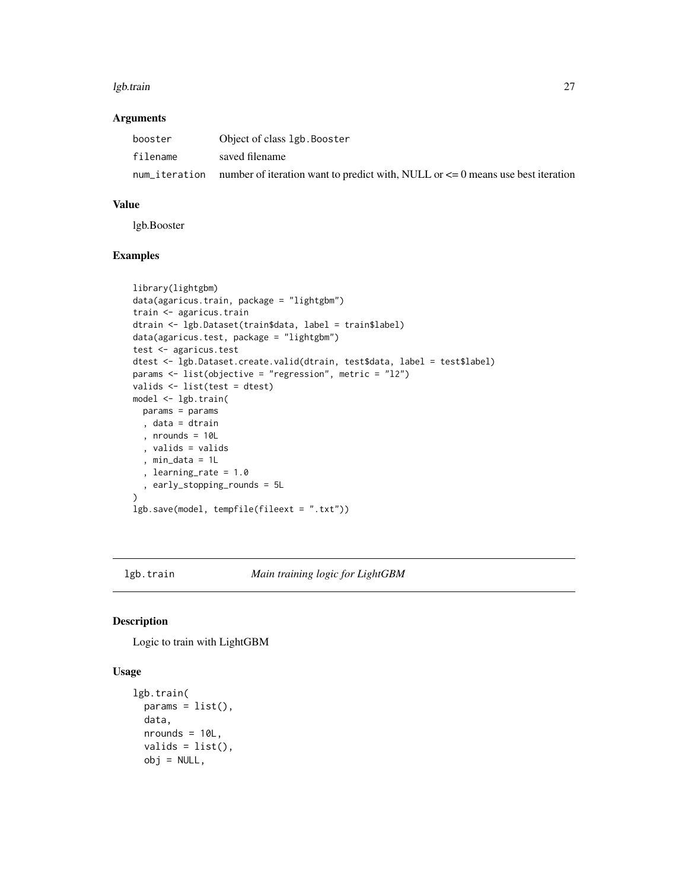### Arguments

| | |
|---|---|
| booster | Object of class lgb.Booster |
| filename | saved filename |
| num_iteration | number of iteration want to predict with, NULL or <= 0 means use best iteration |

### Value

lgb.Booster

### Examples

```
library(lightgbm)
data(agaricus.train, package = "lightgbm")
train <- agaricus.train
dtrain <- lgb.Dataset(train$data, label = train$label)
data(agaricus.test, package = "lightgbm")
test <- agaricus.test
dtest <- lgb.Dataset.create.valid(dtrain, test$data, label = test$label)
params <- list(objective = "regression", metric = "l2")
valids <- list(test = dtest)
model <- lgb.train(
  params = params
  , data = dtrain
  , nrounds = 10L
  , valids = valids
  , min_data = 1L
  , learning_rate = 1.0
  , early_stopping_rounds = 5L
)
lgb.save(model, tempfile(fileext = ".txt"))
```

---

## lgb.train    *Main training logic for LightGBM*

### Description

Logic to train with LightGBM

### Usage

```
lgb.train(
  params = list(),
  data,
  nrounds = 10L,
  valids = list(),
  obj = NULL,
```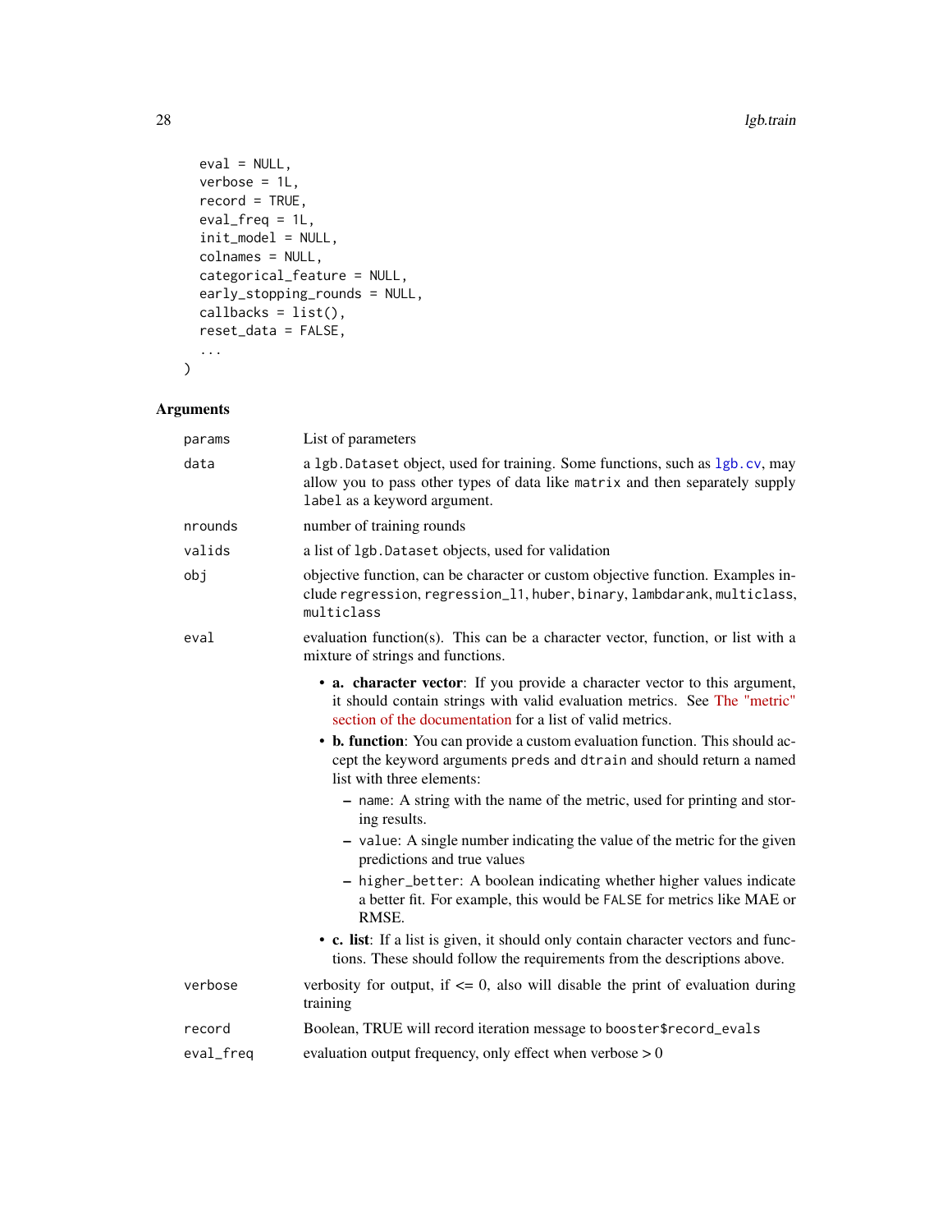```
    eval = NULL,
    verbose = 1L,
    record = TRUE,
    eval_freq = 1L,
    init_model = NULL,
    colnames = NULL,
    categorical_feature = NULL,
    early_stopping_rounds = NULL,
    callbacks = list(),
    reset_data = FALSE,
    ...
)
```

## Arguments

| | |
|---|---|
| `params` | List of parameters |
| `data` | a `lgb.Dataset` object, used for training. Some functions, such as `lgb.cv`, may allow you to pass other types of data like `matrix` and then separately supply `label` as a keyword argument. |
| `nrounds` | number of training rounds |
| `valids` | a list of `lgb.Dataset` objects, used for validation |
| `obj` | objective function, can be character or custom objective function. Examples include `regression`, `regression_l1`, `huber`, `binary`, `lambdarank`, `multiclass`, `multiclass` |
| `eval` | evaluation function(s). This can be a character vector, function, or list with a mixture of strings and functions. |

- **a. character vector**: If you provide a character vector to this argument, it should contain strings with valid evaluation metrics. See The "metric" section of the documentation for a list of valid metrics.
- **b. function**: You can provide a custom evaluation function. This should accept the keyword arguments `preds` and `dtrain` and should return a named list with three elements:
  - `name`: A string with the name of the metric, used for printing and storing results.
  - `value`: A single number indicating the value of the metric for the given predictions and true values
  - `higher_better`: A boolean indicating whether higher values indicate a better fit. For example, this would be `FALSE` for metrics like MAE or RMSE.
- **c. list**: If a list is given, it should only contain character vectors and functions. These should follow the requirements from the descriptions above.

| | |
|---|---|
| `verbose` | verbosity for output, if <= 0, also will disable the print of evaluation during training |
| `record` | Boolean, TRUE will record iteration message to `booster$record_evals` |
| `eval_freq` | evaluation output frequency, only effect when verbose > 0 |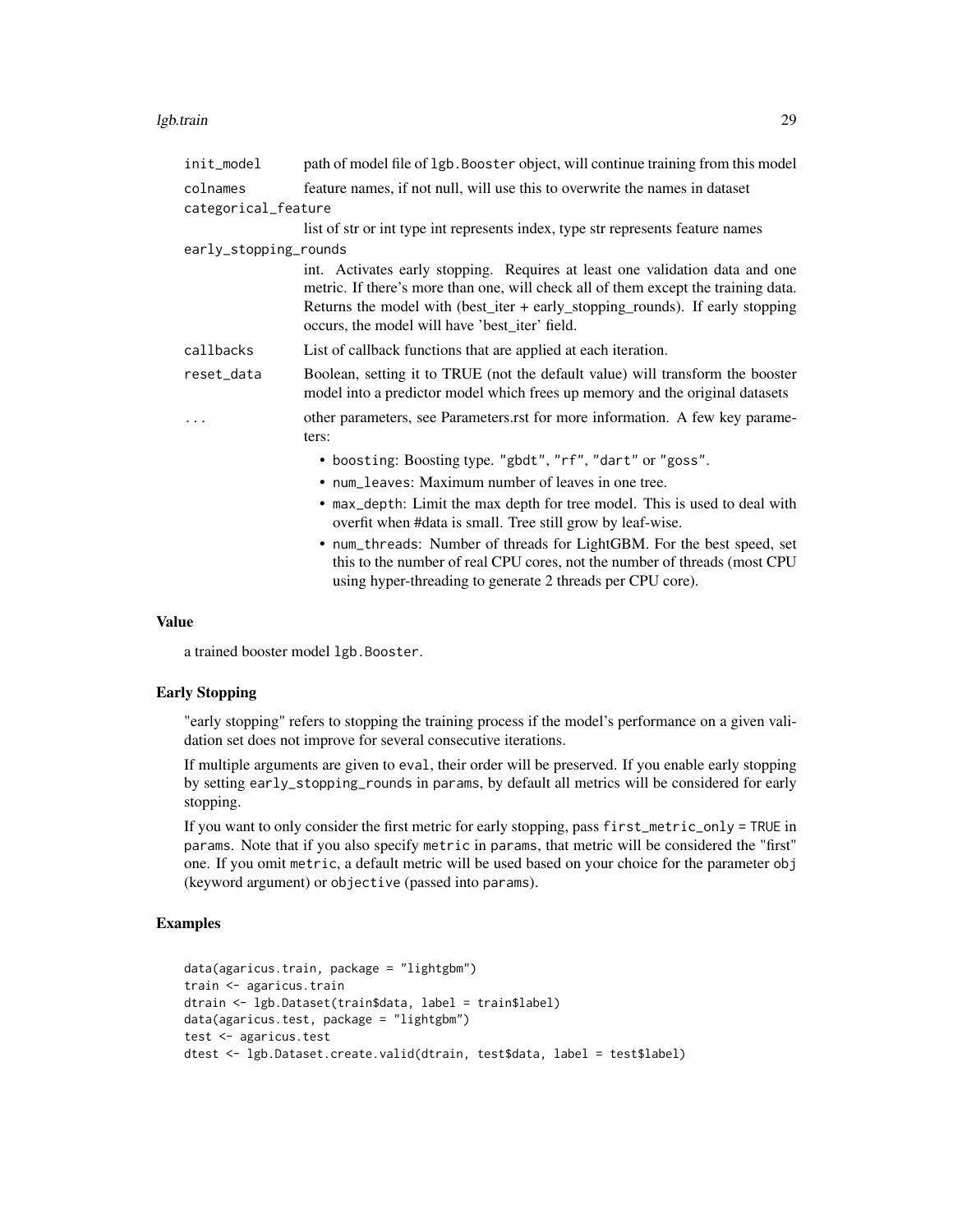`init_model`
: path of model file of `lgb.Booster` object, will continue training from this model

`colnames`
: feature names, if not null, will use this to overwrite the names in dataset

`categorical_feature`
: list of str or int type int represents index, type str represents feature names

`early_stopping_rounds`
: int. Activates early stopping. Requires at least one validation data and one metric. If there's more than one, will check all of them except the training data. Returns the model with (best_iter + early_stopping_rounds). If early stopping occurs, the model will have 'best_iter' field.

`callbacks`
: List of callback functions that are applied at each iteration.

`reset_data`
: Boolean, setting it to TRUE (not the default value) will transform the booster model into a predictor model which frees up memory and the original datasets

`...`
: other parameters, see Parameters.rst for more information. A few key parameters:

  - `boosting`: Boosting type. `"gbdt"`, `"rf"`, `"dart"` or `"goss"`.
  - `num_leaves`: Maximum number of leaves in one tree.
  - `max_depth`: Limit the max depth for tree model. This is used to deal with overfit when #data is small. Tree still grow by leaf-wise.
  - `num_threads`: Number of threads for LightGBM. For the best speed, set this to the number of real CPU cores, not the number of threads (most CPU using hyper-threading to generate 2 threads per CPU core).

### Value

a trained booster model `lgb.Booster`.

### Early Stopping

"early stopping" refers to stopping the training process if the model's performance on a given validation set does not improve for several consecutive iterations.

If multiple arguments are given to `eval`, their order will be preserved. If you enable early stopping by setting `early_stopping_rounds` in `params`, by default all metrics will be considered for early stopping.

If you want to only consider the first metric for early stopping, pass `first_metric_only = TRUE` in `params`. Note that if you also specify `metric` in `params`, that metric will be considered the "first" one. If you omit `metric`, a default metric will be used based on your choice for the parameter `obj` (keyword argument) or `objective` (passed into `params`).

### Examples

```
data(agaricus.train, package = "lightgbm")
train <- agaricus.train
dtrain <- lgb.Dataset(train$data, label = train$label)
data(agaricus.test, package = "lightgbm")
test <- agaricus.test
dtest <- lgb.Dataset.create.valid(dtrain, test$data, label = test$label)
```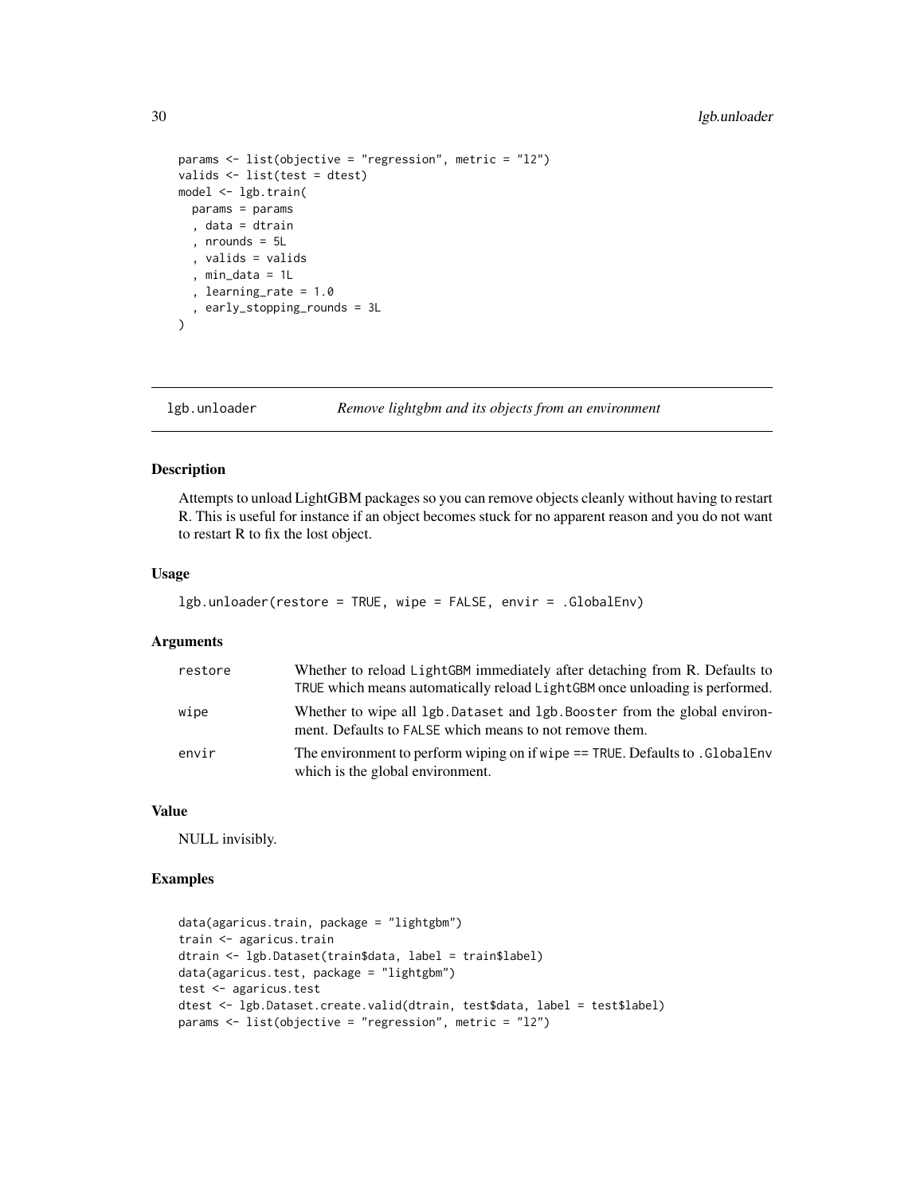```r
params <- list(objective = "regression", metric = "l2")
valids <- list(test = dtest)
model <- lgb.train(
  params = params
  , data = dtrain
  , nrounds = 5L
  , valids = valids
  , min_data = 1L
  , learning_rate = 1.0
  , early_stopping_rounds = 3L
)
```

## lgb.unloader — *Remove lightgbm and its objects from an environment*

### Description

Attempts to unload LightGBM packages so you can remove objects cleanly without having to restart R. This is useful for instance if an object becomes stuck for no apparent reason and you do not want to restart R to fix the lost object.

### Usage

```r
lgb.unloader(restore = TRUE, wipe = FALSE, envir = .GlobalEnv)
```

### Arguments

| | |
|---|---|
| restore | Whether to reload `LightGBM` immediately after detaching from R. Defaults to `TRUE` which means automatically reload `LightGBM` once unloading is performed. |
| wipe | Whether to wipe all `lgb.Dataset` and `lgb.Booster` from the global environment. Defaults to `FALSE` which means to not remove them. |
| envir | The environment to perform wiping on if `wipe == TRUE`. Defaults to `.GlobalEnv` which is the global environment. |

### Value

NULL invisibly.

### Examples

```r
data(agaricus.train, package = "lightgbm")
train <- agaricus.train
dtrain <- lgb.Dataset(train$data, label = train$label)
data(agaricus.test, package = "lightgbm")
test <- agaricus.test
dtest <- lgb.Dataset.create.valid(dtrain, test$data, label = test$label)
params <- list(objective = "regression", metric = "l2")
```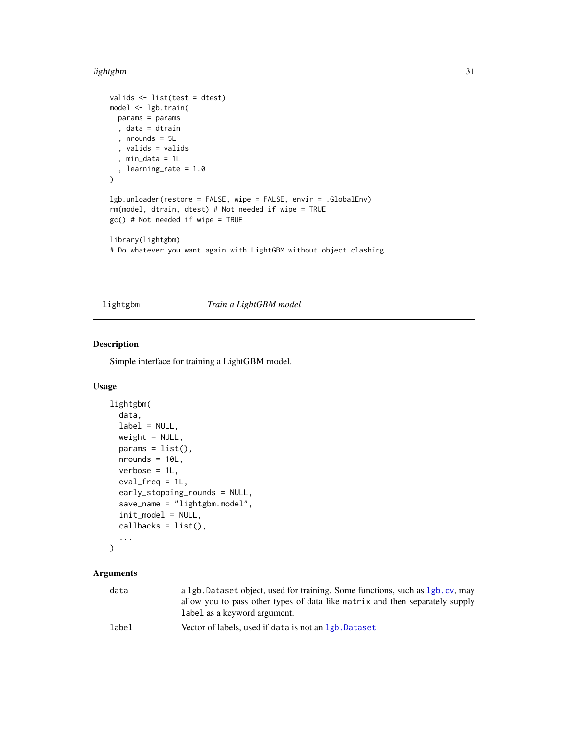```
valids <- list(test = dtest)
model <- lgb.train(
  params = params
  , data = dtrain
  , nrounds = 5L
  , valids = valids
  , min_data = 1L
  , learning_rate = 1.0
)

lgb.unloader(restore = FALSE, wipe = FALSE, envir = .GlobalEnv)
rm(model, dtrain, dtest) # Not needed if wipe = TRUE
gc() # Not needed if wipe = TRUE

library(lightgbm)
# Do whatever you want again with LightGBM without object clashing
```

---

## lightgbm — *Train a LightGBM model*

---

### Description

Simple interface for training a LightGBM model.

### Usage

```
lightgbm(
  data,
  label = NULL,
  weight = NULL,
  params = list(),
  nrounds = 10L,
  verbose = 1L,
  eval_freq = 1L,
  early_stopping_rounds = NULL,
  save_name = "lightgbm.model",
  init_model = NULL,
  callbacks = list(),
  ...
)
```

### Arguments

| | |
|---|---|
| `data` | a `lgb.Dataset` object, used for training. Some functions, such as `lgb.cv`, may allow you to pass other types of data like `matrix` and then separately supply `label` as a keyword argument. |
| `label` | Vector of labels, used if `data` is not an `lgb.Dataset` |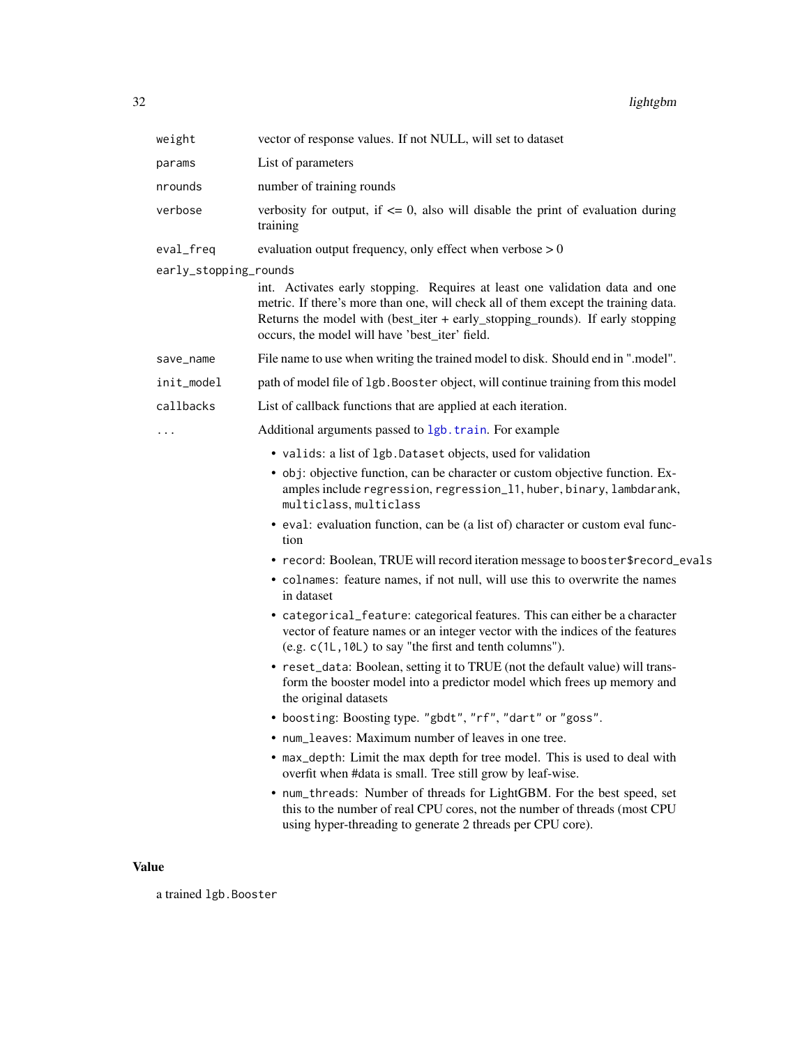| | |
|---|---|
| `weight` | vector of response values. If not NULL, will set to dataset |
| `params` | List of parameters |
| `nrounds` | number of training rounds |
| `verbose` | verbosity for output, if <= 0, also will disable the print of evaluation during training |
| `eval_freq` | evaluation output frequency, only effect when verbose > 0 |
| `early_stopping_rounds` | int. Activates early stopping. Requires at least one validation data and one metric. If there's more than one, will check all of them except the training data. Returns the model with (best_iter + early_stopping_rounds). If early stopping occurs, the model will have 'best_iter' field. |
| `save_name` | File name to use when writing the trained model to disk. Should end in ".model". |
| `init_model` | path of model file of `lgb.Booster` object, will continue training from this model |
| `callbacks` | List of callback functions that are applied at each iteration. |
| `...` | Additional arguments passed to `lgb.train`. For example |

- `valids`: a list of `lgb.Dataset` objects, used for validation
- `obj`: objective function, can be character or custom objective function. Examples include `regression`, `regression_l1`, `huber`, `binary`, `lambdarank`, `multiclass`, `multiclass`
- `eval`: evaluation function, can be (a list of) character or custom eval function
- `record`: Boolean, TRUE will record iteration message to `booster$record_evals`
- `colnames`: feature names, if not null, will use this to overwrite the names in dataset
- `categorical_feature`: categorical features. This can either be a character vector of feature names or an integer vector with the indices of the features (e.g. `c(1L,10L)` to say "the first and tenth columns").
- `reset_data`: Boolean, setting it to TRUE (not the default value) will transform the booster model into a predictor model which frees up memory and the original datasets
- `boosting`: Boosting type. `"gbdt"`, `"rf"`, `"dart"` or `"goss"`.
- `num_leaves`: Maximum number of leaves in one tree.
- `max_depth`: Limit the max depth for tree model. This is used to deal with overfit when #data is small. Tree still grow by leaf-wise.
- `num_threads`: Number of threads for LightGBM. For the best speed, set this to the number of real CPU cores, not the number of threads (most CPU using hyper-threading to generate 2 threads per CPU core).

## Value

a trained `lgb.Booster`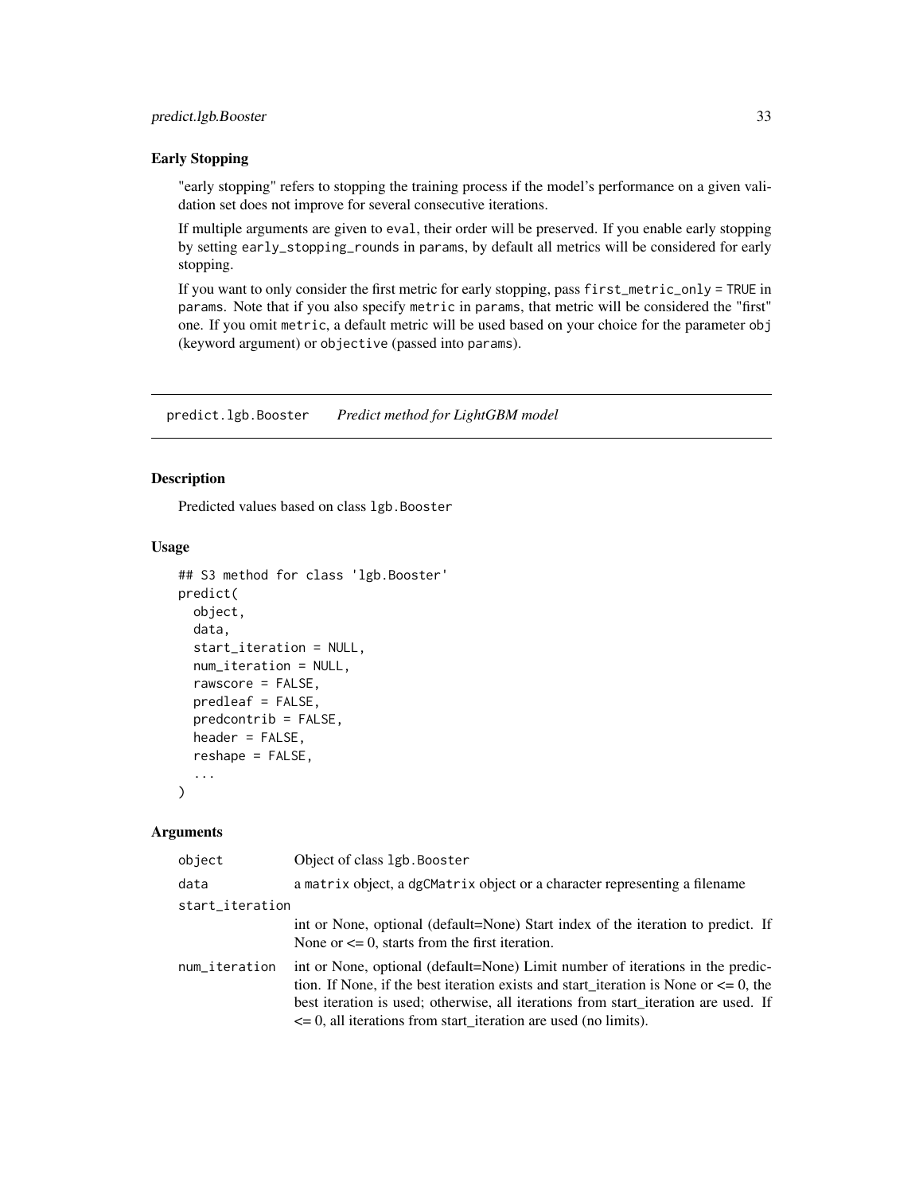### Early Stopping

"early stopping" refers to stopping the training process if the model's performance on a given validation set does not improve for several consecutive iterations.

If multiple arguments are given to `eval`, their order will be preserved. If you enable early stopping by setting `early_stopping_rounds` in `params`, by default all metrics will be considered for early stopping.

If you want to only consider the first metric for early stopping, pass `first_metric_only = TRUE` in `params`. Note that if you also specify `metric` in `params`, that metric will be considered the "first" one. If you omit `metric`, a default metric will be used based on your choice for the parameter `obj` (keyword argument) or `objective` (passed into `params`).

---

## predict.lgb.Booster *Predict method for LightGBM model*

### Description

Predicted values based on class `lgb.Booster`

### Usage

```
## S3 method for class 'lgb.Booster'
predict(
  object,
  data,
  start_iteration = NULL,
  num_iteration = NULL,
  rawscore = FALSE,
  predleaf = FALSE,
  predcontrib = FALSE,
  header = FALSE,
  reshape = FALSE,
  ...
)
```

### Arguments

| | |
|---|---|
| `object` | Object of class `lgb.Booster` |
| `data` | a `matrix` object, a `dgCMatrix` object or a character representing a filename |
| `start_iteration` | int or None, optional (default=None) Start index of the iteration to predict. If None or <= 0, starts from the first iteration. |
| `num_iteration` | int or None, optional (default=None) Limit number of iterations in the prediction. If None, if the best iteration exists and start_iteration is None or <= 0, the best iteration is used; otherwise, all iterations from start_iteration are used. If <= 0, all iterations from start_iteration are used (no limits). |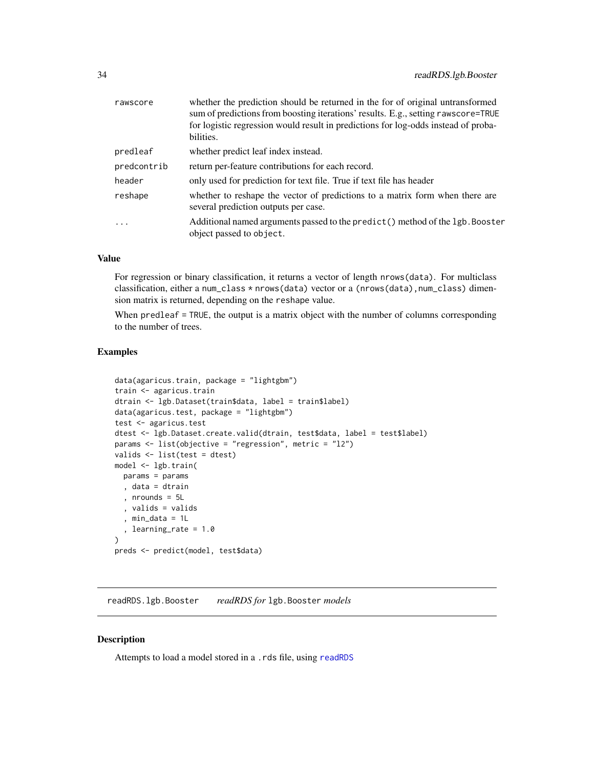| | |
|---|---|
| rawscore | whether the prediction should be returned in the for of original untransformed sum of predictions from boosting iterations' results. E.g., setting rawscore=TRUE for logistic regression would result in predictions for log-odds instead of probabilities. |
| predleaf | whether predict leaf index instead. |
| predcontrib | return per-feature contributions for each record. |
| header | only used for prediction for text file. True if text file has header |
| reshape | whether to reshape the vector of predictions to a matrix form when there are several prediction outputs per case. |
| ... | Additional named arguments passed to the predict() method of the lgb.Booster object passed to object. |

### Value

For regression or binary classification, it returns a vector of length nrows(data). For multiclass classification, either a num_class * nrows(data) vector or a (nrows(data),num_class) dimension matrix is returned, depending on the reshape value.

When predleaf = TRUE, the output is a matrix object with the number of columns corresponding to the number of trees.

### Examples

```
data(agaricus.train, package = "lightgbm")
train <- agaricus.train
dtrain <- lgb.Dataset(train$data, label = train$label)
data(agaricus.test, package = "lightgbm")
test <- agaricus.test
dtest <- lgb.Dataset.create.valid(dtrain, test$data, label = test$label)
params <- list(objective = "regression", metric = "l2")
valids <- list(test = dtest)
model <- lgb.train(
  params = params
  , data = dtrain
  , nrounds = 5L
  , valids = valids
  , min_data = 1L
  , learning_rate = 1.0
)
preds <- predict(model, test$data)
```

## readRDS.lgb.Booster    *readRDS for* lgb.Booster *models*

### Description

Attempts to load a model stored in a .rds file, using readRDS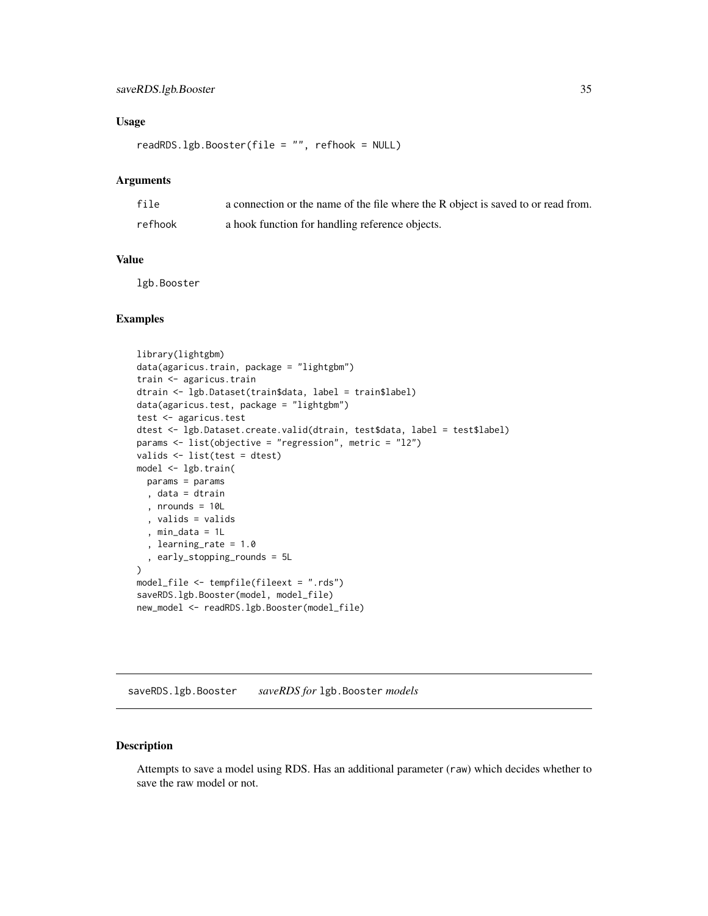### Usage

```
readRDS.lgb.Booster(file = "", refhook = NULL)
```

### Arguments

| | |
|---|---|
| file | a connection or the name of the file where the R object is saved to or read from. |
| refhook | a hook function for handling reference objects. |

### Value

lgb.Booster

### Examples

```
library(lightgbm)
data(agaricus.train, package = "lightgbm")
train <- agaricus.train
dtrain <- lgb.Dataset(train$data, label = train$label)
data(agaricus.test, package = "lightgbm")
test <- agaricus.test
dtest <- lgb.Dataset.create.valid(dtrain, test$data, label = test$label)
params <- list(objective = "regression", metric = "l2")
valids <- list(test = dtest)
model <- lgb.train(
  params = params
  , data = dtrain
  , nrounds = 10L
  , valids = valids
  , min_data = 1L
  , learning_rate = 1.0
  , early_stopping_rounds = 5L
)
model_file <- tempfile(fileext = ".rds")
saveRDS.lgb.Booster(model, model_file)
new_model <- readRDS.lgb.Booster(model_file)
```

---

## saveRDS.lgb.Booster *saveRDS for* `lgb.Booster` *models*

### Description

Attempts to save a model using RDS. Has an additional parameter (raw) which decides whether to save the raw model or not.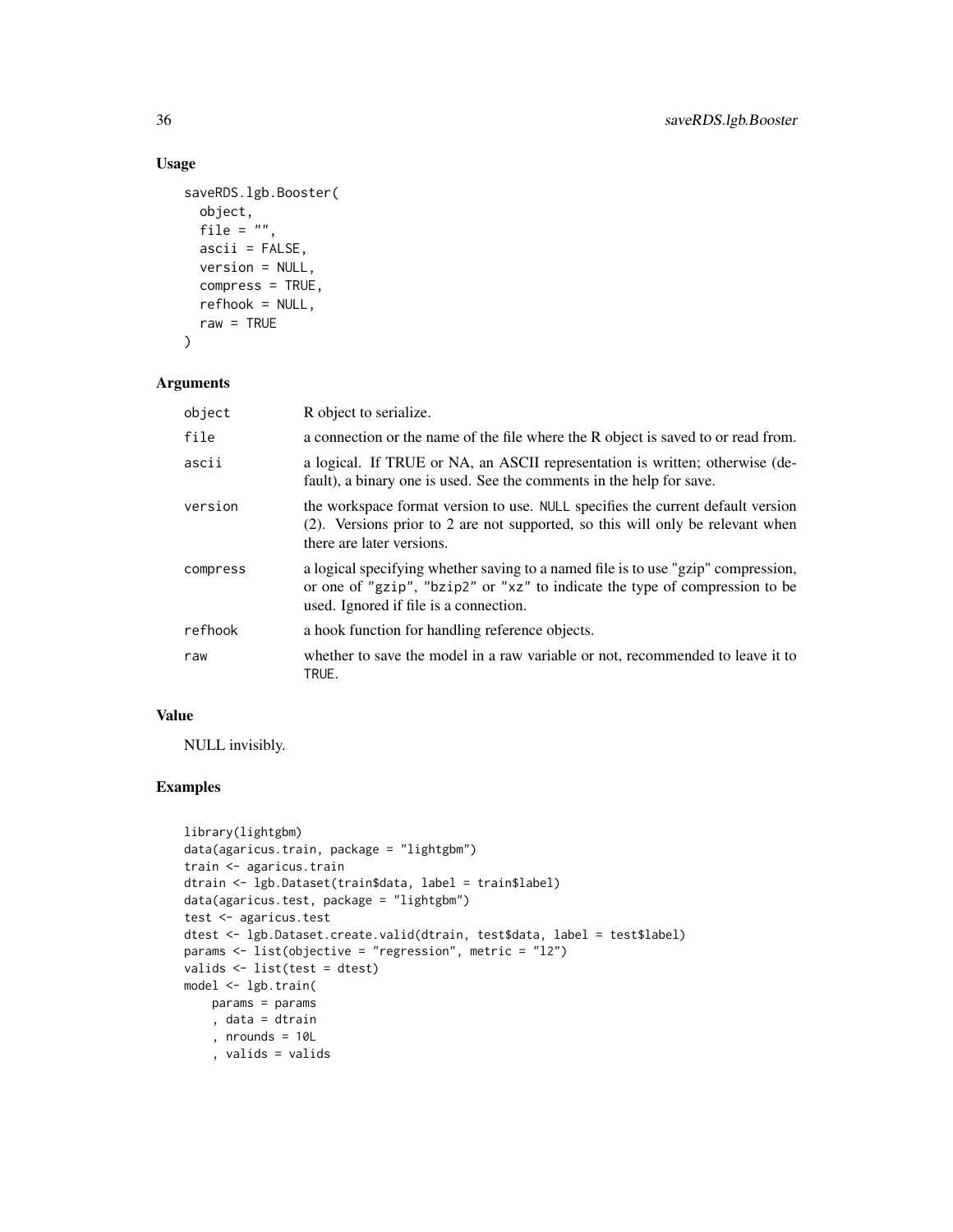## Usage

```
saveRDS.lgb.Booster(
  object,
  file = "",
  ascii = FALSE,
  version = NULL,
  compress = TRUE,
  refhook = NULL,
  raw = TRUE
)
```

## Arguments

| | |
|---|---|
| `object` | R object to serialize. |
| `file` | a connection or the name of the file where the R object is saved to or read from. |
| `ascii` | a logical. If TRUE or NA, an ASCII representation is written; otherwise (default), a binary one is used. See the comments in the help for save. |
| `version` | the workspace format version to use. `NULL` specifies the current default version (2). Versions prior to 2 are not supported, so this will only be relevant when there are later versions. |
| `compress` | a logical specifying whether saving to a named file is to use "gzip" compression, or one of `"gzip"`, `"bzip2"` or `"xz"` to indicate the type of compression to be used. Ignored if file is a connection. |
| `refhook` | a hook function for handling reference objects. |
| `raw` | whether to save the model in a raw variable or not, recommended to leave it to `TRUE`. |

## Value

NULL invisibly.

## Examples

```
library(lightgbm)
data(agaricus.train, package = "lightgbm")
train <- agaricus.train
dtrain <- lgb.Dataset(train$data, label = train$label)
data(agaricus.test, package = "lightgbm")
test <- agaricus.test
dtest <- lgb.Dataset.create.valid(dtrain, test$data, label = test$label)
params <- list(objective = "regression", metric = "l2")
valids <- list(test = dtest)
model <- lgb.train(
    params = params
    , data = dtrain
    , nrounds = 10L
    , valids = valids
```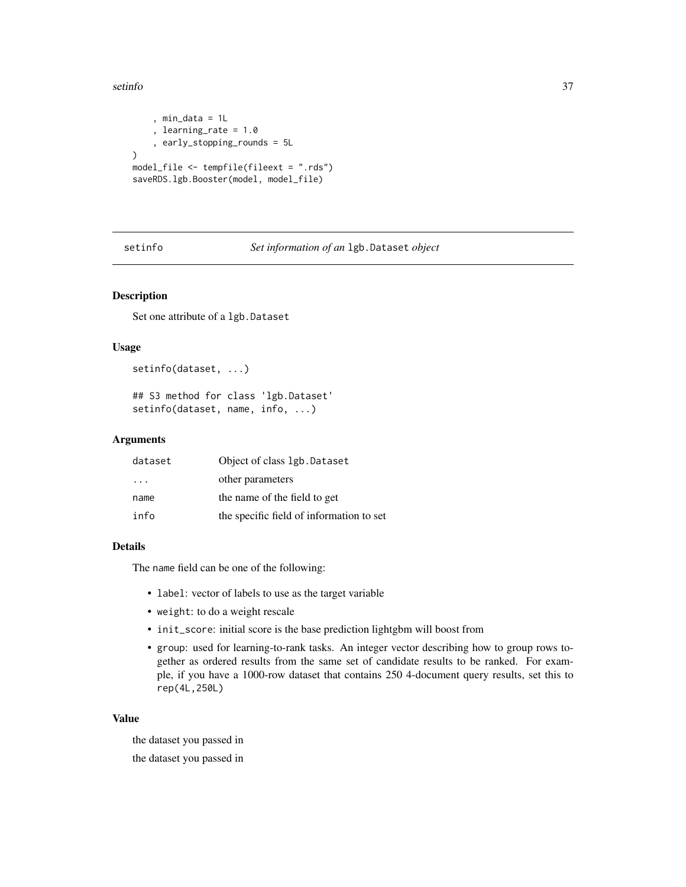```
    , min_data = 1L
    , learning_rate = 1.0
    , early_stopping_rounds = 5L
)
model_file <- tempfile(fileext = ".rds")
saveRDS.lgb.Booster(model, model_file)
```

## setinfo — *Set information of an* `lgb.Dataset` *object*

### Description

Set one attribute of a `lgb.Dataset`

### Usage

```
setinfo(dataset, ...)

## S3 method for class 'lgb.Dataset'
setinfo(dataset, name, info, ...)
```

### Arguments

| | |
|---|---|
| `dataset` | Object of class `lgb.Dataset` |
| `...` | other parameters |
| `name` | the name of the field to get |
| `info` | the specific field of information to set |

### Details

The name field can be one of the following:

- `label`: vector of labels to use as the target variable
- `weight`: to do a weight rescale
- `init_score`: initial score is the base prediction lightgbm will boost from
- `group`: used for learning-to-rank tasks. An integer vector describing how to group rows together as ordered results from the same set of candidate results to be ranked. For example, if you have a 1000-row dataset that contains 250 4-document query results, set this to `rep(4L,250L)`

### Value

the dataset you passed in

the dataset you passed in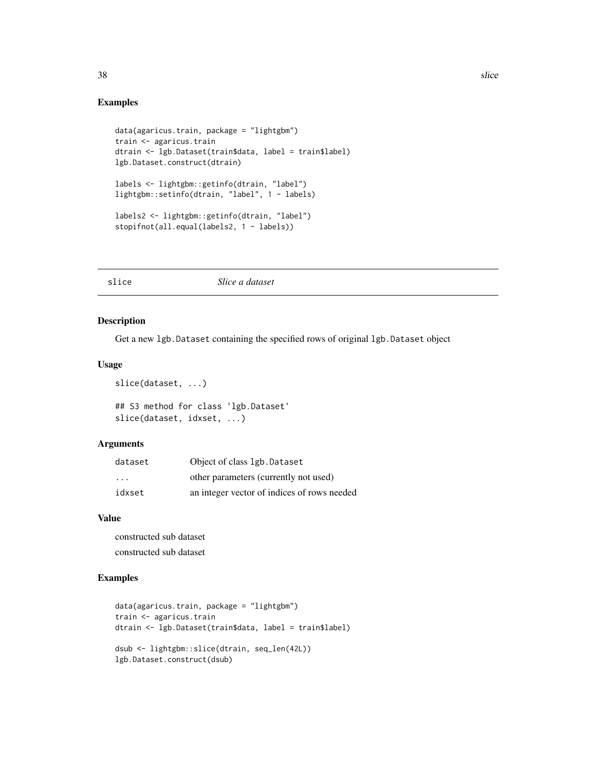## Examples

```
data(agaricus.train, package = "lightgbm")
train <- agaricus.train
dtrain <- lgb.Dataset(train$data, label = train$label)
lgb.Dataset.construct(dtrain)

labels <- lightgbm::getinfo(dtrain, "label")
lightgbm::setinfo(dtrain, "label", 1 - labels)

labels2 <- lightgbm::getinfo(dtrain, "label")
stopifnot(all.equal(labels2, 1 - labels))
```

---

# slice — *Slice a dataset*

## Description

Get a new `lgb.Dataset` containing the specified rows of original `lgb.Dataset` object

## Usage

```
slice(dataset, ...)

## S3 method for class 'lgb.Dataset'
slice(dataset, idxset, ...)
```

## Arguments

| | |
|---|---|
| dataset | Object of class `lgb.Dataset` |
| ... | other parameters (currently not used) |
| idxset | an integer vector of indices of rows needed |

## Value

constructed sub dataset

constructed sub dataset

## Examples

```
data(agaricus.train, package = "lightgbm")
train <- agaricus.train
dtrain <- lgb.Dataset(train$data, label = train$label)

dsub <- lightgbm::slice(dtrain, seq_len(42L))
lgb.Dataset.construct(dsub)
```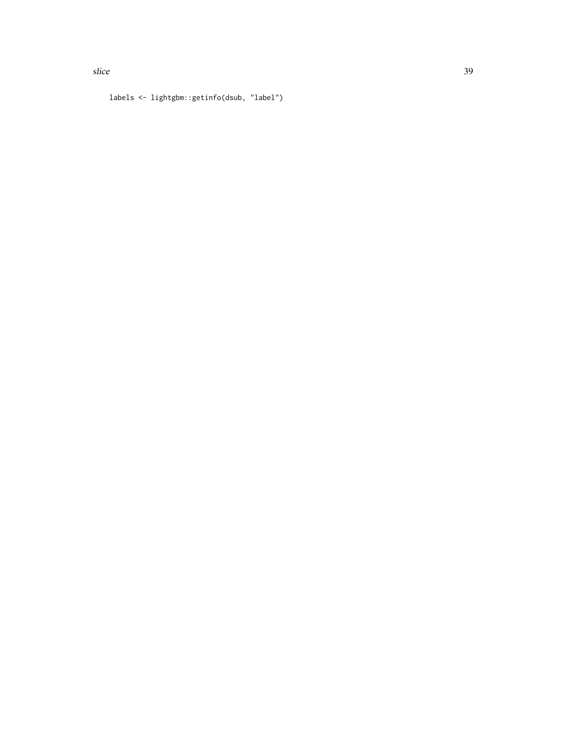```
labels <- lightgbm::getinfo(dsub, "label")
```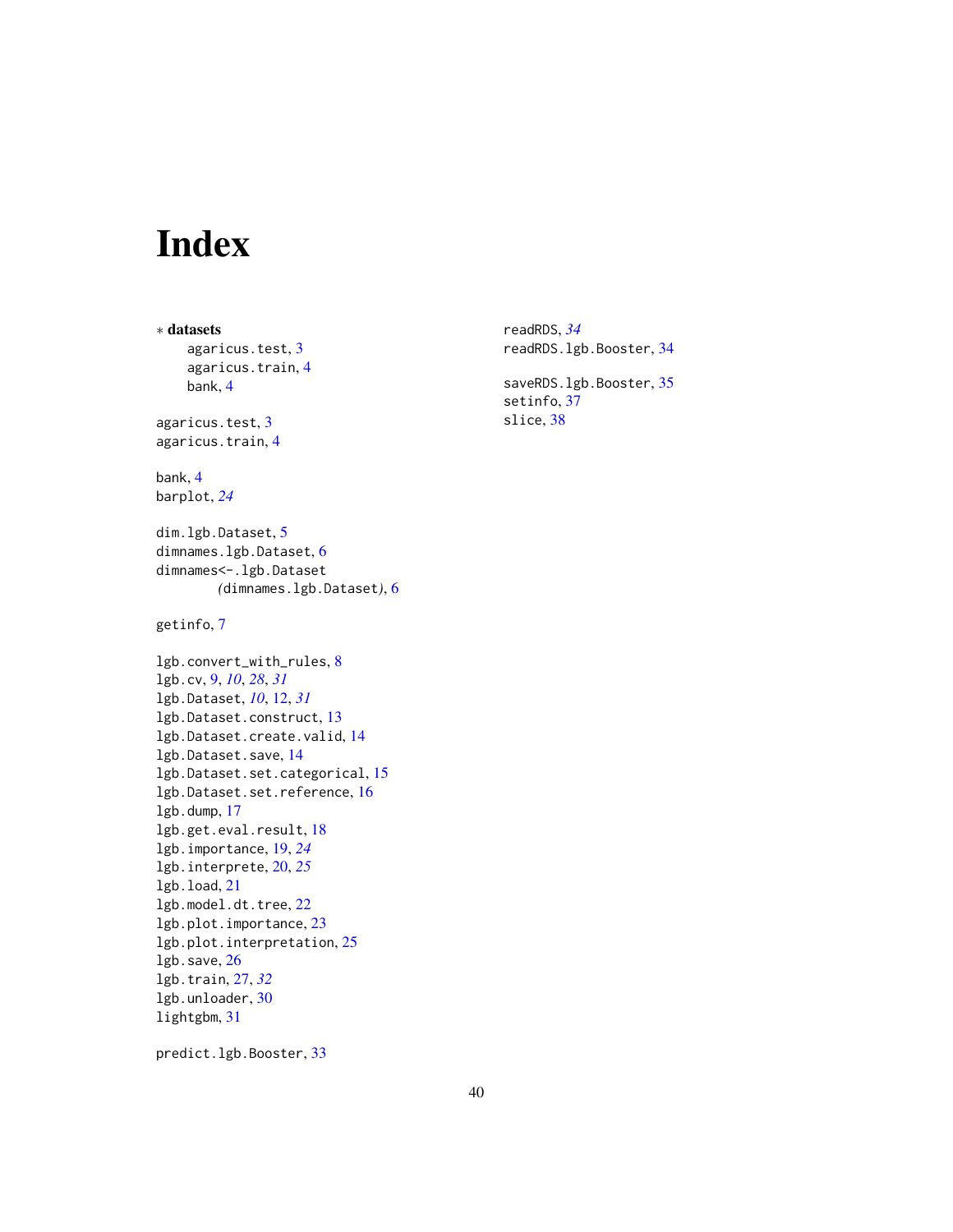# Index

∗ **datasets**
    agaricus.test, 3
    agaricus.train, 4
    bank, 4

agaricus.test, 3
agaricus.train, 4

bank, 4
barplot, *24*

dim.lgb.Dataset, 5
dimnames.lgb.Dataset, 6
dimnames<-.lgb.Dataset
        *(*dimnames.lgb.Dataset*)*, 6

getinfo, 7

lgb.convert_with_rules, 8
lgb.cv, 9, *10*, *28*, *31*
lgb.Dataset, *10*, 12, *31*
lgb.Dataset.construct, 13
lgb.Dataset.create.valid, 14
lgb.Dataset.save, 14
lgb.Dataset.set.categorical, 15
lgb.Dataset.set.reference, 16
lgb.dump, 17
lgb.get.eval.result, 18
lgb.importance, 19, *24*
lgb.interprete, 20, *25*
lgb.load, 21
lgb.model.dt.tree, 22
lgb.plot.importance, 23
lgb.plot.interpretation, 25
lgb.save, 26
lgb.train, 27, *32*
lgb.unloader, 30
lightgbm, 31

predict.lgb.Booster, 33

readRDS, *34*
readRDS.lgb.Booster, 34

saveRDS.lgb.Booster, 35
setinfo, 37
slice, 38